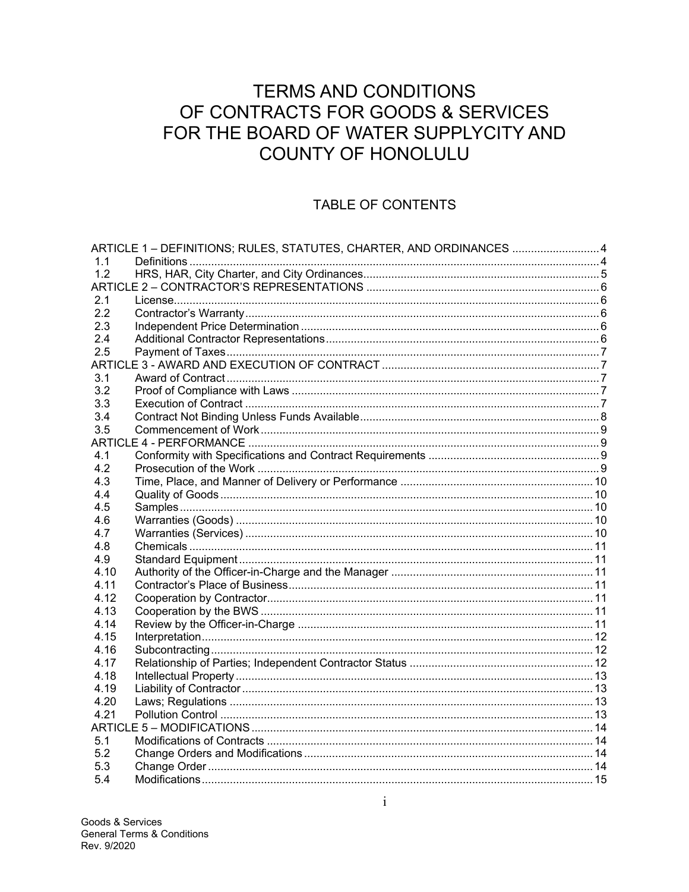# TERMS AND CONDITIONS OF CONTRACTS FOR GOODS & SERVICES FOR THE BOARD OF WATER SUPPLYCITY AND COUNTY OF HONOLULU

## TABLE OF CONTENTS

| | | |
|---|---|---|
| ARTICLE 1 – DEFINITIONS; RULES, STATUTES, CHARTER, AND ORDINANCES | | 4 |
| 1.1 | Definitions | 4 |
| 1.2 | HRS, HAR, City Charter, and City Ordinances | 5 |
| ARTICLE 2 – CONTRACTOR'S REPRESENTATIONS | | 6 |
| 2.1 | License | 6 |
| 2.2 | Contractor's Warranty | 6 |
| 2.3 | Independent Price Determination | 6 |
| 2.4 | Additional Contractor Representations | 6 |
| 2.5 | Payment of Taxes | 7 |
| ARTICLE 3 - AWARD AND EXECUTION OF CONTRACT | | 7 |
| 3.1 | Award of Contract | 7 |
| 3.2 | Proof of Compliance with Laws | 7 |
| 3.3 | Execution of Contract | 7 |
| 3.4 | Contract Not Binding Unless Funds Available | 8 |
| 3.5 | Commencement of Work | 9 |
| ARTICLE 4 - PERFORMANCE | | 9 |
| 4.1 | Conformity with Specifications and Contract Requirements | 9 |
| 4.2 | Prosecution of the Work | 9 |
| 4.3 | Time, Place, and Manner of Delivery or Performance | 10 |
| 4.4 | Quality of Goods | 10 |
| 4.5 | Samples | 10 |
| 4.6 | Warranties (Goods) | 10 |
| 4.7 | Warranties (Services) | 10 |
| 4.8 | Chemicals | 11 |
| 4.9 | Standard Equipment | 11 |
| 4.10 | Authority of the Officer-in-Charge and the Manager | 11 |
| 4.11 | Contractor's Place of Business | 11 |
| 4.12 | Cooperation by Contractor | 11 |
| 4.13 | Cooperation by the BWS | 11 |
| 4.14 | Review by the Officer-in-Charge | 11 |
| 4.15 | Interpretation | 12 |
| 4.16 | Subcontracting | 12 |
| 4.17 | Relationship of Parties; Independent Contractor Status | 12 |
| 4.18 | Intellectual Property | 13 |
| 4.19 | Liability of Contractor | 13 |
| 4.20 | Laws; Regulations | 13 |
| 4.21 | Pollution Control | 13 |
| ARTICLE 5 – MODIFICATIONS | | 14 |
| 5.1 | Modifications of Contracts | 14 |
| 5.2 | Change Orders and Modifications | 14 |
| 5.3 | Change Order | 14 |
| 5.4 | Modifications | 15 |

Goods & Services
General Terms & Conditions
Rev. 9/2020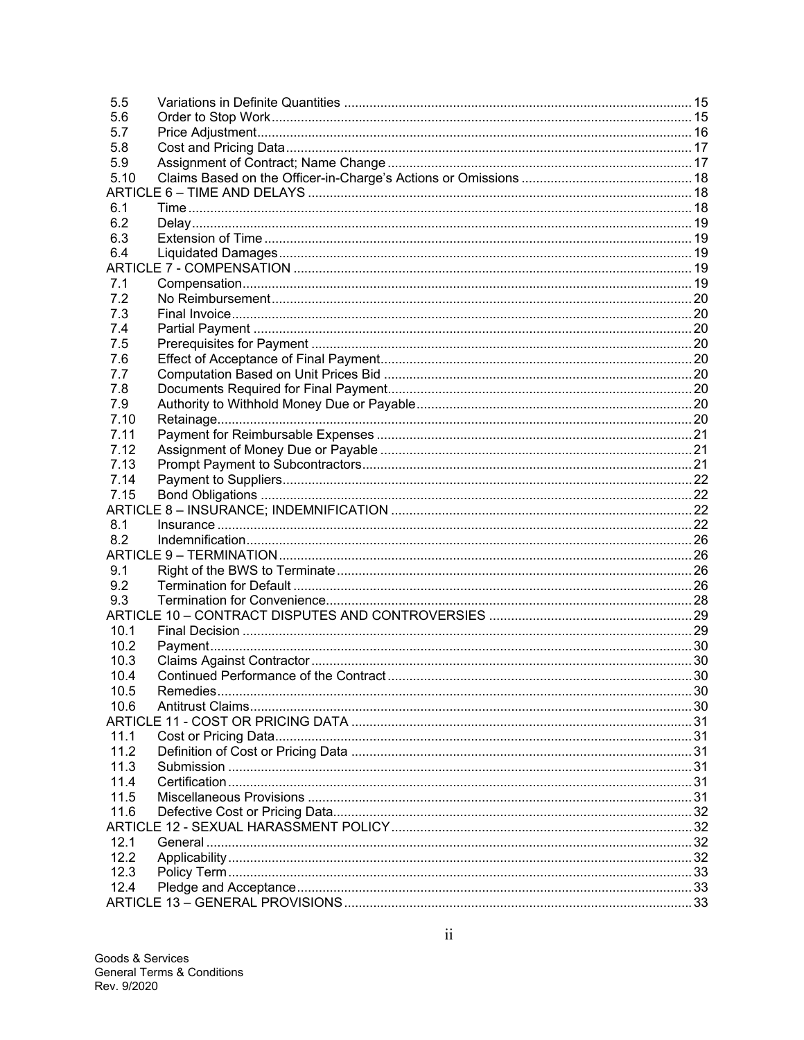| | | |
|---|---|---|
| 5.5 | Variations in Definite Quantities | 15 |
| 5.6 | Order to Stop Work | 15 |
| 5.7 | Price Adjustment | 16 |
| 5.8 | Cost and Pricing Data | 17 |
| 5.9 | Assignment of Contract; Name Change | 17 |
| 5.10 | Claims Based on the Officer-in-Charge's Actions or Omissions | 18 |
| ARTICLE 6 – TIME AND DELAYS | | 18 |
| 6.1 | Time | 18 |
| 6.2 | Delay | 19 |
| 6.3 | Extension of Time | 19 |
| 6.4 | Liquidated Damages | 19 |
| ARTICLE 7 - COMPENSATION | | 19 |
| 7.1 | Compensation | 19 |
| 7.2 | No Reimbursement | 20 |
| 7.3 | Final Invoice | 20 |
| 7.4 | Partial Payment | 20 |
| 7.5 | Prerequisites for Payment | 20 |
| 7.6 | Effect of Acceptance of Final Payment | 20 |
| 7.7 | Computation Based on Unit Prices Bid | 20 |
| 7.8 | Documents Required for Final Payment | 20 |
| 7.9 | Authority to Withhold Money Due or Payable | 20 |
| 7.10 | Retainage | 20 |
| 7.11 | Payment for Reimbursable Expenses | 21 |
| 7.12 | Assignment of Money Due or Payable | 21 |
| 7.13 | Prompt Payment to Subcontractors | 21 |
| 7.14 | Payment to Suppliers | 22 |
| 7.15 | Bond Obligations | 22 |
| ARTICLE 8 – INSURANCE; INDEMNIFICATION | | 22 |
| 8.1 | Insurance | 22 |
| 8.2 | Indemnification | 26 |
| ARTICLE 9 – TERMINATION | | 26 |
| 9.1 | Right of the BWS to Terminate | 26 |
| 9.2 | Termination for Default | 26 |
| 9.3 | Termination for Convenience | 28 |
| ARTICLE 10 – CONTRACT DISPUTES AND CONTROVERSIES | | 29 |
| 10.1 | Final Decision | 29 |
| 10.2 | Payment | 30 |
| 10.3 | Claims Against Contractor | 30 |
| 10.4 | Continued Performance of the Contract | 30 |
| 10.5 | Remedies | 30 |
| 10.6 | Antitrust Claims | 30 |
| ARTICLE 11 - COST OR PRICING DATA | | 31 |
| 11.1 | Cost or Pricing Data | 31 |
| 11.2 | Definition of Cost or Pricing Data | 31 |
| 11.3 | Submission | 31 |
| 11.4 | Certification | 31 |
| 11.5 | Miscellaneous Provisions | 31 |
| 11.6 | Defective Cost or Pricing Data | 32 |
| ARTICLE 12 - SEXUAL HARASSMENT POLICY | | 32 |
| 12.1 | General | 32 |
| 12.2 | Applicability | 32 |
| 12.3 | Policy Term | 33 |
| 12.4 | Pledge and Acceptance | 33 |
| ARTICLE 13 – GENERAL PROVISIONS | | 33 |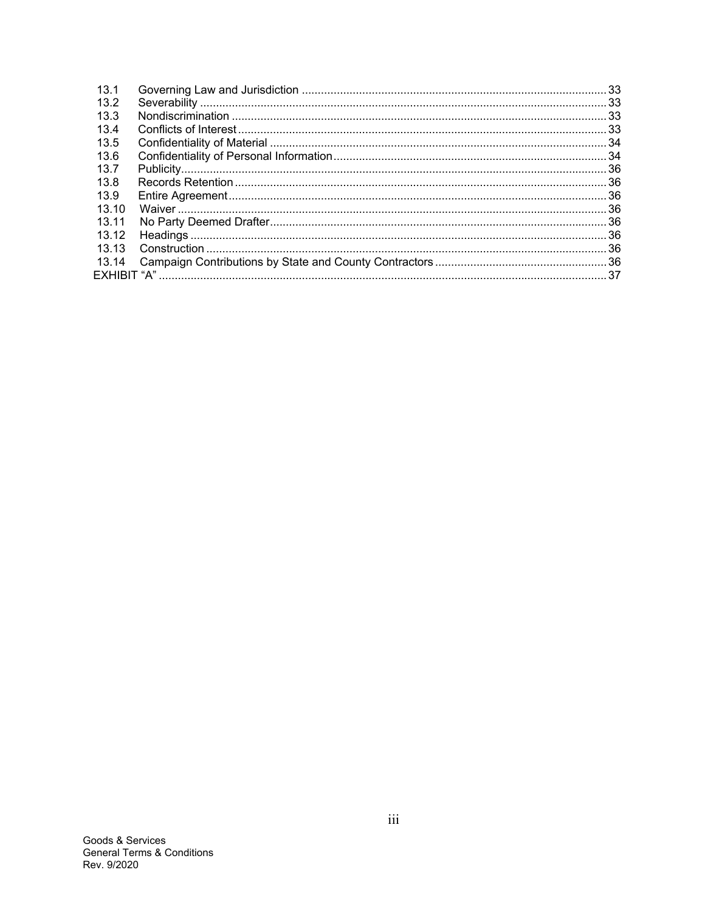| | | |
|---|---|---|
| 13.1 | Governing Law and Jurisdiction | 33 |
| 13.2 | Severability | 33 |
| 13.3 | Nondiscrimination | 33 |
| 13.4 | Conflicts of Interest | 33 |
| 13.5 | Confidentiality of Material | 34 |
| 13.6 | Confidentiality of Personal Information | 34 |
| 13.7 | Publicity | 36 |
| 13.8 | Records Retention | 36 |
| 13.9 | Entire Agreement | 36 |
| 13.10 | Waiver | 36 |
| 13.11 | No Party Deemed Drafter | 36 |
| 13.12 | Headings | 36 |
| 13.13 | Construction | 36 |
| 13.14 | Campaign Contributions by State and County Contractors | 36 |
| EXHIBIT "A" | | 37 |

Goods & Services
General Terms & Conditions
Rev. 9/2020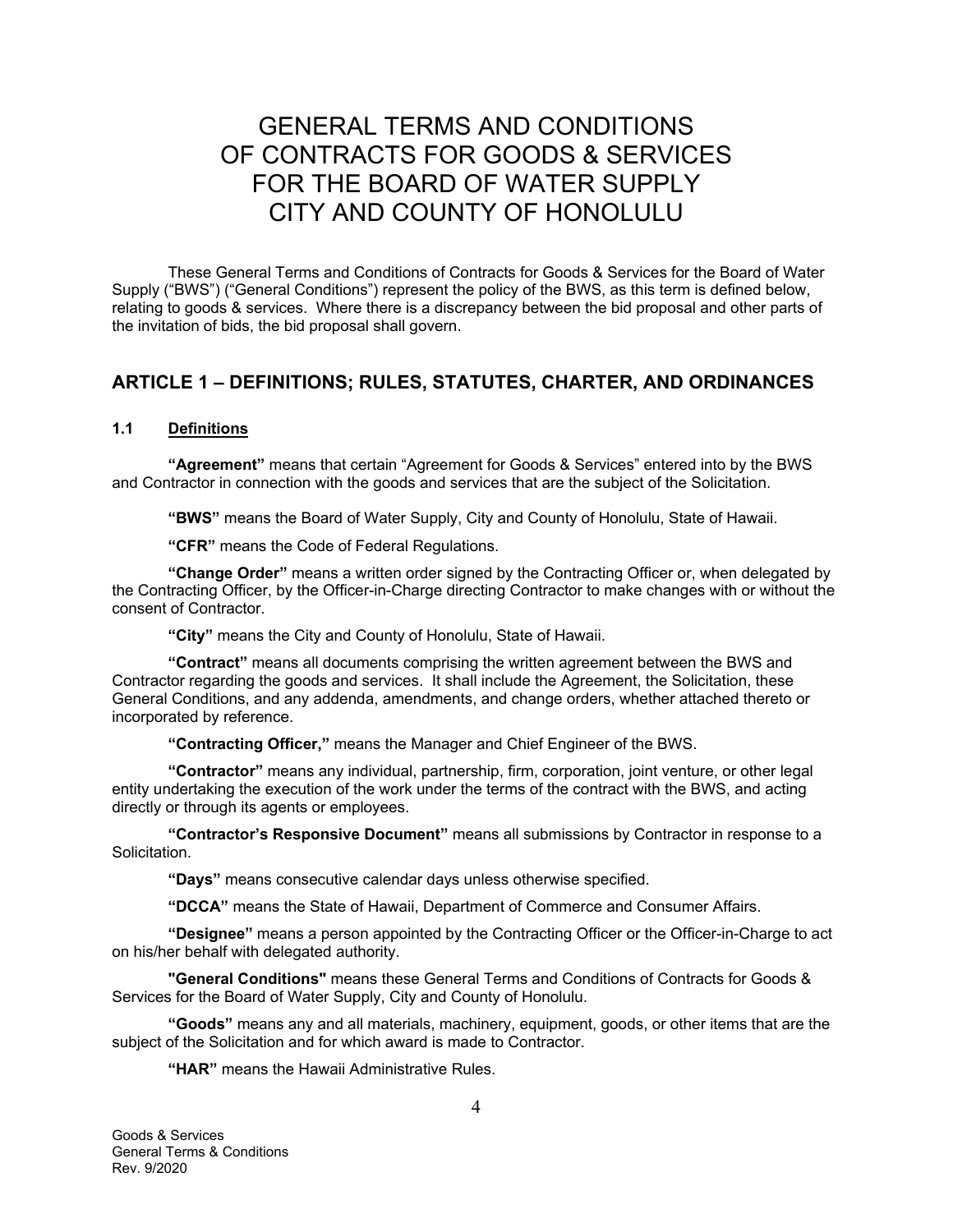# GENERAL TERMS AND CONDITIONS OF CONTRACTS FOR GOODS & SERVICES FOR THE BOARD OF WATER SUPPLY CITY AND COUNTY OF HONOLULU

These General Terms and Conditions of Contracts for Goods & Services for the Board of Water Supply ("BWS") ("General Conditions") represent the policy of the BWS, as this term is defined below, relating to goods & services. Where there is a discrepancy between the bid proposal and other parts of the invitation of bids, the bid proposal shall govern.

## ARTICLE 1 – DEFINITIONS; RULES, STATUTES, CHARTER, AND ORDINANCES

### 1.1 Definitions

**"Agreement"** means that certain "Agreement for Goods & Services" entered into by the BWS and Contractor in connection with the goods and services that are the subject of the Solicitation.

**"BWS"** means the Board of Water Supply, City and County of Honolulu, State of Hawaii.

**"CFR"** means the Code of Federal Regulations.

**"Change Order"** means a written order signed by the Contracting Officer or, when delegated by the Contracting Officer, by the Officer-in-Charge directing Contractor to make changes with or without the consent of Contractor.

**"City"** means the City and County of Honolulu, State of Hawaii.

**"Contract"** means all documents comprising the written agreement between the BWS and Contractor regarding the goods and services. It shall include the Agreement, the Solicitation, these General Conditions, and any addenda, amendments, and change orders, whether attached thereto or incorporated by reference.

**"Contracting Officer,"** means the Manager and Chief Engineer of the BWS.

**"Contractor"** means any individual, partnership, firm, corporation, joint venture, or other legal entity undertaking the execution of the work under the terms of the contract with the BWS, and acting directly or through its agents or employees.

**"Contractor's Responsive Document"** means all submissions by Contractor in response to a Solicitation.

**"Days"** means consecutive calendar days unless otherwise specified.

**"DCCA"** means the State of Hawaii, Department of Commerce and Consumer Affairs.

**"Designee"** means a person appointed by the Contracting Officer or the Officer-in-Charge to act on his/her behalf with delegated authority.

**"General Conditions"** means these General Terms and Conditions of Contracts for Goods & Services for the Board of Water Supply, City and County of Honolulu.

**"Goods"** means any and all materials, machinery, equipment, goods, or other items that are the subject of the Solicitation and for which award is made to Contractor.

**"HAR"** means the Hawaii Administrative Rules.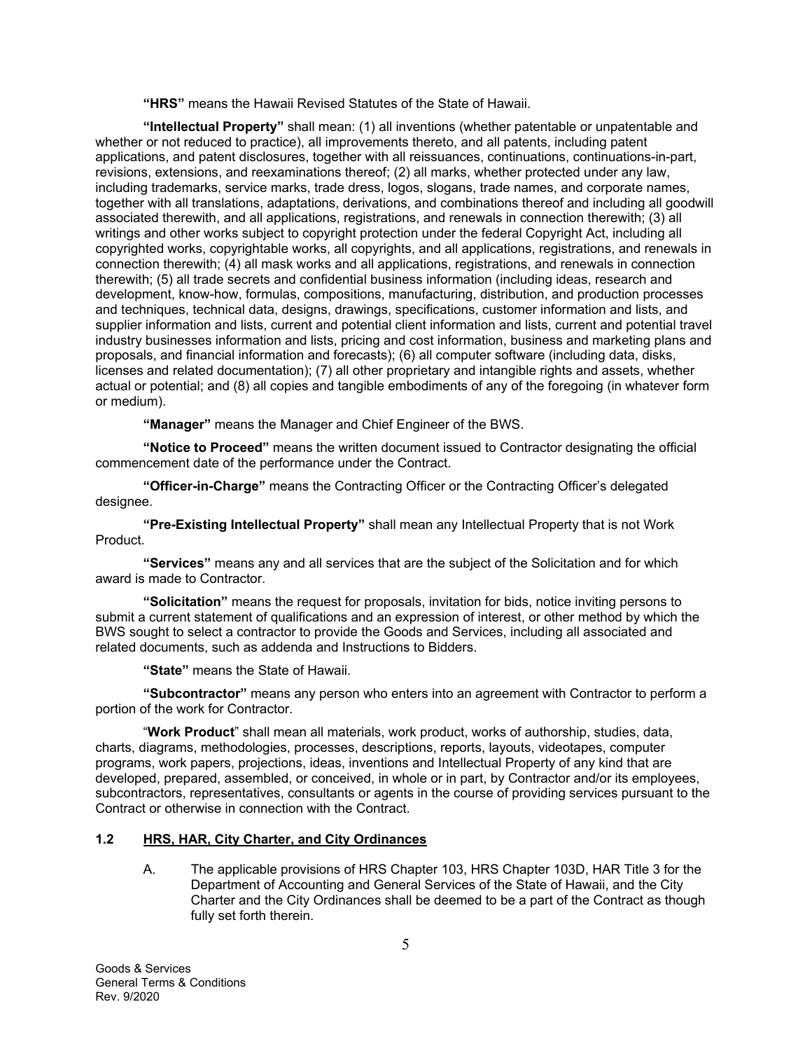**"HRS"** means the Hawaii Revised Statutes of the State of Hawaii.

**"Intellectual Property"** shall mean: (1) all inventions (whether patentable or unpatentable and whether or not reduced to practice), all improvements thereto, and all patents, including patent applications, and patent disclosures, together with all reissuances, continuations, continuations-in-part, revisions, extensions, and reexaminations thereof; (2) all marks, whether protected under any law, including trademarks, service marks, trade dress, logos, slogans, trade names, and corporate names, together with all translations, adaptations, derivations, and combinations thereof and including all goodwill associated therewith, and all applications, registrations, and renewals in connection therewith; (3) all writings and other works subject to copyright protection under the federal Copyright Act, including all copyrighted works, copyrightable works, all copyrights, and all applications, registrations, and renewals in connection therewith; (4) all mask works and all applications, registrations, and renewals in connection therewith; (5) all trade secrets and confidential business information (including ideas, research and development, know-how, formulas, compositions, manufacturing, distribution, and production processes and techniques, technical data, designs, drawings, specifications, customer information and lists, and supplier information and lists, current and potential client information and lists, current and potential travel industry businesses information and lists, pricing and cost information, business and marketing plans and proposals, and financial information and forecasts); (6) all computer software (including data, disks, licenses and related documentation); (7) all other proprietary and intangible rights and assets, whether actual or potential; and (8) all copies and tangible embodiments of any of the foregoing (in whatever form or medium).

**"Manager"** means the Manager and Chief Engineer of the BWS.

**"Notice to Proceed"** means the written document issued to Contractor designating the official commencement date of the performance under the Contract.

**"Officer-in-Charge"** means the Contracting Officer or the Contracting Officer's delegated designee.

**"Pre-Existing Intellectual Property"** shall mean any Intellectual Property that is not Work Product.

**"Services"** means any and all services that are the subject of the Solicitation and for which award is made to Contractor.

**"Solicitation"** means the request for proposals, invitation for bids, notice inviting persons to submit a current statement of qualifications and an expression of interest, or other method by which the BWS sought to select a contractor to provide the Goods and Services, including all associated and related documents, such as addenda and Instructions to Bidders.

**"State"** means the State of Hawaii.

**"Subcontractor"** means any person who enters into an agreement with Contractor to perform a portion of the work for Contractor.

"**Work Product**" shall mean all materials, work product, works of authorship, studies, data, charts, diagrams, methodologies, processes, descriptions, reports, layouts, videotapes, computer programs, work papers, projections, ideas, inventions and Intellectual Property of any kind that are developed, prepared, assembled, or conceived, in whole or in part, by Contractor and/or its employees, subcontractors, representatives, consultants or agents in the course of providing services pursuant to the Contract or otherwise in connection with the Contract.

### 1.2 HRS, HAR, City Charter, and City Ordinances

A. The applicable provisions of HRS Chapter 103, HRS Chapter 103D, HAR Title 3 for the Department of Accounting and General Services of the State of Hawaii, and the City Charter and the City Ordinances shall be deemed to be a part of the Contract as though fully set forth therein.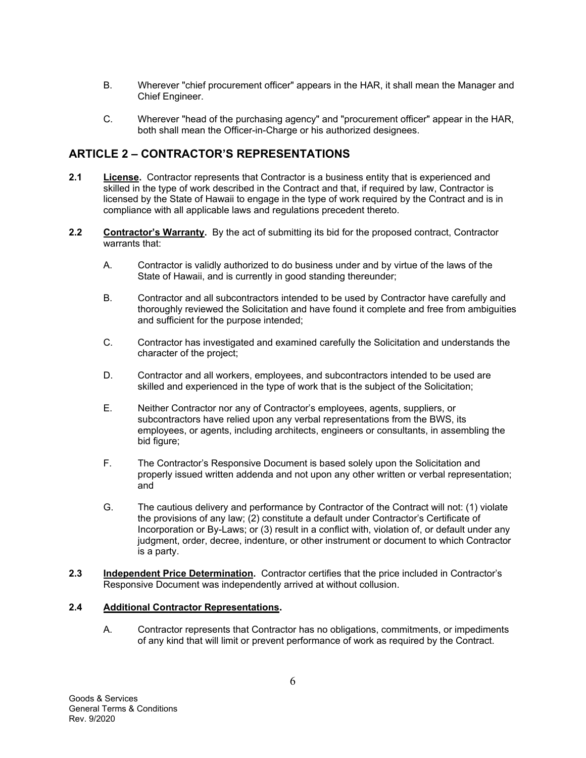B. Wherever "chief procurement officer" appears in the HAR, it shall mean the Manager and Chief Engineer.

C. Wherever "head of the purchasing agency" and "procurement officer" appear in the HAR, both shall mean the Officer-in-Charge or his authorized designees.

## ARTICLE 2 – CONTRACTOR'S REPRESENTATIONS

**2.1** **License.** Contractor represents that Contractor is a business entity that is experienced and skilled in the type of work described in the Contract and that, if required by law, Contractor is licensed by the State of Hawaii to engage in the type of work required by the Contract and is in compliance with all applicable laws and regulations precedent thereto.

**2.2** **Contractor's Warranty.** By the act of submitting its bid for the proposed contract, Contractor warrants that:

A. Contractor is validly authorized to do business under and by virtue of the laws of the State of Hawaii, and is currently in good standing thereunder;

B. Contractor and all subcontractors intended to be used by Contractor have carefully and thoroughly reviewed the Solicitation and have found it complete and free from ambiguities and sufficient for the purpose intended;

C. Contractor has investigated and examined carefully the Solicitation and understands the character of the project;

D. Contractor and all workers, employees, and subcontractors intended to be used are skilled and experienced in the type of work that is the subject of the Solicitation;

E. Neither Contractor nor any of Contractor's employees, agents, suppliers, or subcontractors have relied upon any verbal representations from the BWS, its employees, or agents, including architects, engineers or consultants, in assembling the bid figure;

F. The Contractor's Responsive Document is based solely upon the Solicitation and properly issued written addenda and not upon any other written or verbal representation; and

G. The cautious delivery and performance by Contractor of the Contract will not: (1) violate the provisions of any law; (2) constitute a default under Contractor's Certificate of Incorporation or By-Laws; or (3) result in a conflict with, violation of, or default under any judgment, order, decree, indenture, or other instrument or document to which Contractor is a party.

**2.3** **Independent Price Determination.** Contractor certifies that the price included in Contractor's Responsive Document was independently arrived at without collusion.

**2.4** **Additional Contractor Representations.**

A. Contractor represents that Contractor has no obligations, commitments, or impediments of any kind that will limit or prevent performance of work as required by the Contract.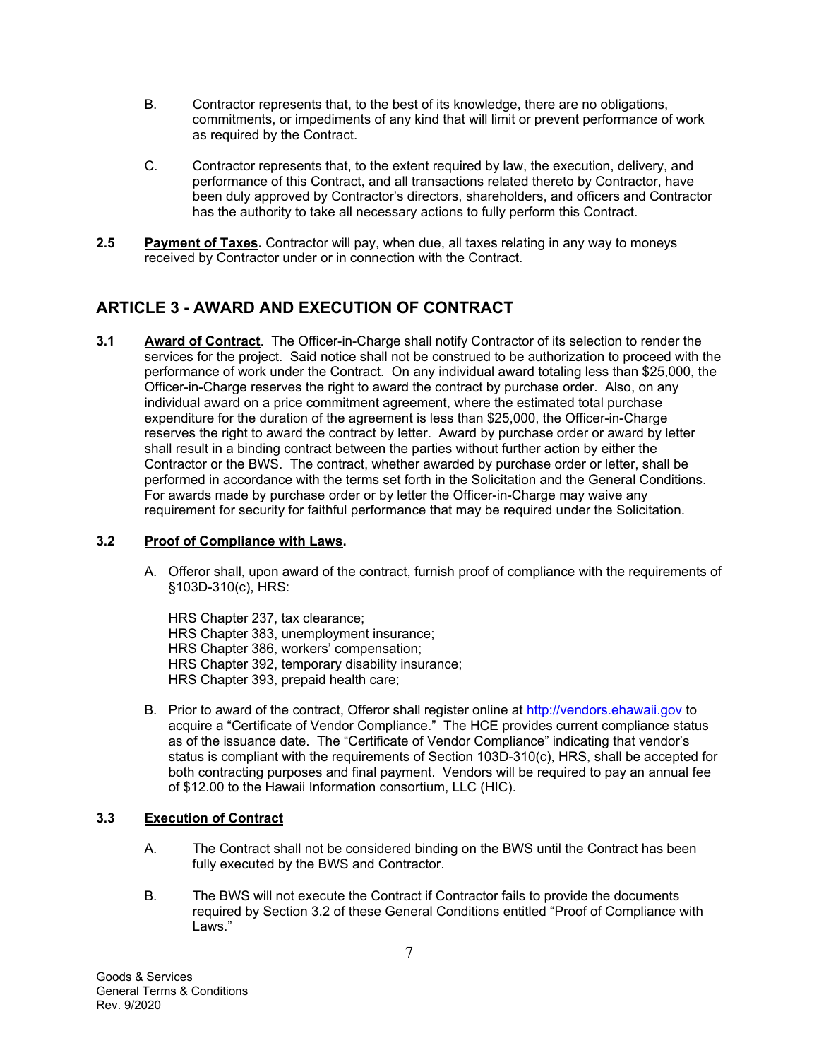B. Contractor represents that, to the best of its knowledge, there are no obligations, commitments, or impediments of any kind that will limit or prevent performance of work as required by the Contract.

C. Contractor represents that, to the extent required by law, the execution, delivery, and performance of this Contract, and all transactions related thereto by Contractor, have been duly approved by Contractor's directors, shareholders, and officers and Contractor has the authority to take all necessary actions to fully perform this Contract.

**2.5 Payment of Taxes.** Contractor will pay, when due, all taxes relating in any way to moneys received by Contractor under or in connection with the Contract.

## ARTICLE 3 - AWARD AND EXECUTION OF CONTRACT

**3.1 Award of Contract**. The Officer-in-Charge shall notify Contractor of its selection to render the services for the project. Said notice shall not be construed to be authorization to proceed with the performance of work under the Contract. On any individual award totaling less than $25,000, the Officer-in-Charge reserves the right to award the contract by purchase order. Also, on any individual award on a price commitment agreement, where the estimated total purchase expenditure for the duration of the agreement is less than $25,000, the Officer-in-Charge reserves the right to award the contract by letter. Award by purchase order or award by letter shall result in a binding contract between the parties without further action by either the Contractor or the BWS. The contract, whether awarded by purchase order or letter, shall be performed in accordance with the terms set forth in the Solicitation and the General Conditions. For awards made by purchase order or by letter the Officer-in-Charge may waive any requirement for security for faithful performance that may be required under the Solicitation.

**3.2 Proof of Compliance with Laws.**

A. Offeror shall, upon award of the contract, furnish proof of compliance with the requirements of §103D-310(c), HRS:

HRS Chapter 237, tax clearance;
HRS Chapter 383, unemployment insurance;
HRS Chapter 386, workers' compensation;
HRS Chapter 392, temporary disability insurance;
HRS Chapter 393, prepaid health care;

B. Prior to award of the contract, Offeror shall register online at http://vendors.ehawaii.gov to acquire a "Certificate of Vendor Compliance." The HCE provides current compliance status as of the issuance date. The "Certificate of Vendor Compliance" indicating that vendor's status is compliant with the requirements of Section 103D-310(c), HRS, shall be accepted for both contracting purposes and final payment. Vendors will be required to pay an annual fee of $12.00 to the Hawaii Information consortium, LLC (HIC).

**3.3 Execution of Contract**

A. The Contract shall not be considered binding on the BWS until the Contract has been fully executed by the BWS and Contractor.

B. The BWS will not execute the Contract if Contractor fails to provide the documents required by Section 3.2 of these General Conditions entitled "Proof of Compliance with Laws."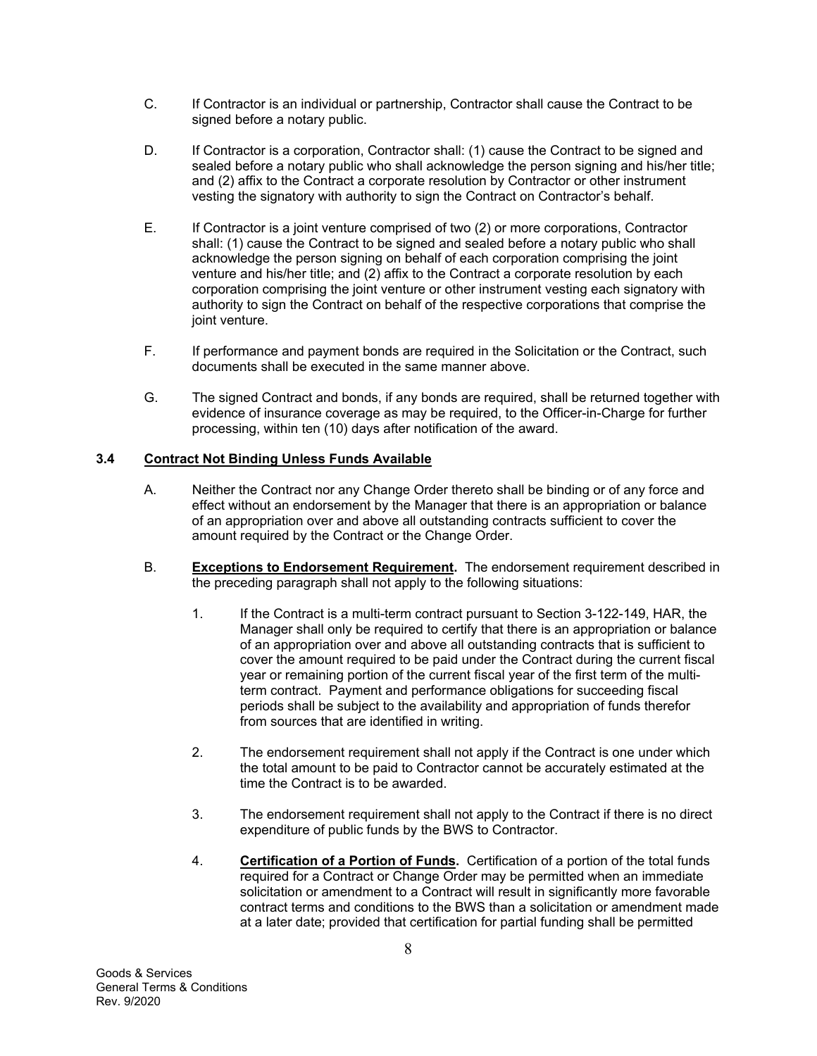C. If Contractor is an individual or partnership, Contractor shall cause the Contract to be signed before a notary public.

D. If Contractor is a corporation, Contractor shall: (1) cause the Contract to be signed and sealed before a notary public who shall acknowledge the person signing and his/her title; and (2) affix to the Contract a corporate resolution by Contractor or other instrument vesting the signatory with authority to sign the Contract on Contractor's behalf.

E. If Contractor is a joint venture comprised of two (2) or more corporations, Contractor shall: (1) cause the Contract to be signed and sealed before a notary public who shall acknowledge the person signing on behalf of each corporation comprising the joint venture and his/her title; and (2) affix to the Contract a corporate resolution by each corporation comprising the joint venture or other instrument vesting each signatory with authority to sign the Contract on behalf of the respective corporations that comprise the joint venture.

F. If performance and payment bonds are required in the Solicitation or the Contract, such documents shall be executed in the same manner above.

G. The signed Contract and bonds, if any bonds are required, shall be returned together with evidence of insurance coverage as may be required, to the Officer-in-Charge for further processing, within ten (10) days after notification of the award.

### 3.4 Contract Not Binding Unless Funds Available

A. Neither the Contract nor any Change Order thereto shall be binding or of any force and effect without an endorsement by the Manager that there is an appropriation or balance of an appropriation over and above all outstanding contracts sufficient to cover the amount required by the Contract or the Change Order.

B. **Exceptions to Endorsement Requirement.** The endorsement requirement described in the preceding paragraph shall not apply to the following situations:

1. If the Contract is a multi-term contract pursuant to Section 3-122-149, HAR, the Manager shall only be required to certify that there is an appropriation or balance of an appropriation over and above all outstanding contracts that is sufficient to cover the amount required to be paid under the Contract during the current fiscal year or remaining portion of the current fiscal year of the first term of the multi-term contract. Payment and performance obligations for succeeding fiscal periods shall be subject to the availability and appropriation of funds therefor from sources that are identified in writing.

2. The endorsement requirement shall not apply if the Contract is one under which the total amount to be paid to Contractor cannot be accurately estimated at the time the Contract is to be awarded.

3. The endorsement requirement shall not apply to the Contract if there is no direct expenditure of public funds by the BWS to Contractor.

4. **Certification of a Portion of Funds.** Certification of a portion of the total funds required for a Contract or Change Order may be permitted when an immediate solicitation or amendment to a Contract will result in significantly more favorable contract terms and conditions to the BWS than a solicitation or amendment made at a later date; provided that certification for partial funding shall be permitted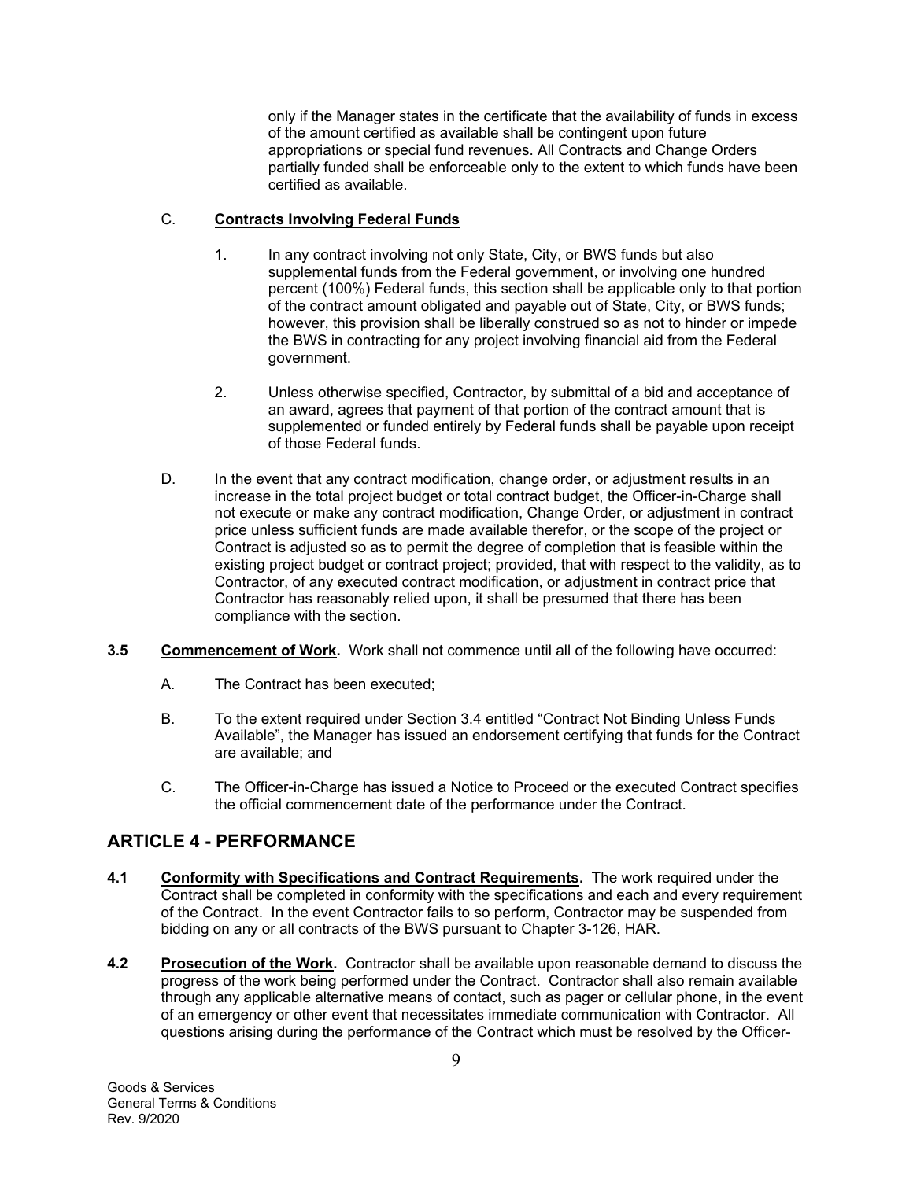only if the Manager states in the certificate that the availability of funds in excess of the amount certified as available shall be contingent upon future appropriations or special fund revenues. All Contracts and Change Orders partially funded shall be enforceable only to the extent to which funds have been certified as available.

C. **Contracts Involving Federal Funds**

1. In any contract involving not only State, City, or BWS funds but also supplemental funds from the Federal government, or involving one hundred percent (100%) Federal funds, this section shall be applicable only to that portion of the contract amount obligated and payable out of State, City, or BWS funds; however, this provision shall be liberally construed so as not to hinder or impede the BWS in contracting for any project involving financial aid from the Federal government.

2. Unless otherwise specified, Contractor, by submittal of a bid and acceptance of an award, agrees that payment of that portion of the contract amount that is supplemented or funded entirely by Federal funds shall be payable upon receipt of those Federal funds.

D. In the event that any contract modification, change order, or adjustment results in an increase in the total project budget or total contract budget, the Officer-in-Charge shall not execute or make any contract modification, Change Order, or adjustment in contract price unless sufficient funds are made available therefor, or the scope of the project or Contract is adjusted so as to permit the degree of completion that is feasible within the existing project budget or contract project; provided, that with respect to the validity, as to Contractor, of any executed contract modification, or adjustment in contract price that Contractor has reasonably relied upon, it shall be presumed that there has been compliance with the section.

**3.5 Commencement of Work.** Work shall not commence until all of the following have occurred:

A. The Contract has been executed;

B. To the extent required under Section 3.4 entitled "Contract Not Binding Unless Funds Available", the Manager has issued an endorsement certifying that funds for the Contract are available; and

C. The Officer-in-Charge has issued a Notice to Proceed or the executed Contract specifies the official commencement date of the performance under the Contract.

## ARTICLE 4 - PERFORMANCE

**4.1 Conformity with Specifications and Contract Requirements.** The work required under the Contract shall be completed in conformity with the specifications and each and every requirement of the Contract. In the event Contractor fails to so perform, Contractor may be suspended from bidding on any or all contracts of the BWS pursuant to Chapter 3-126, HAR.

**4.2 Prosecution of the Work.** Contractor shall be available upon reasonable demand to discuss the progress of the work being performed under the Contract. Contractor shall also remain available through any applicable alternative means of contact, such as pager or cellular phone, in the event of an emergency or other event that necessitates immediate communication with Contractor. All questions arising during the performance of the Contract which must be resolved by the Officer-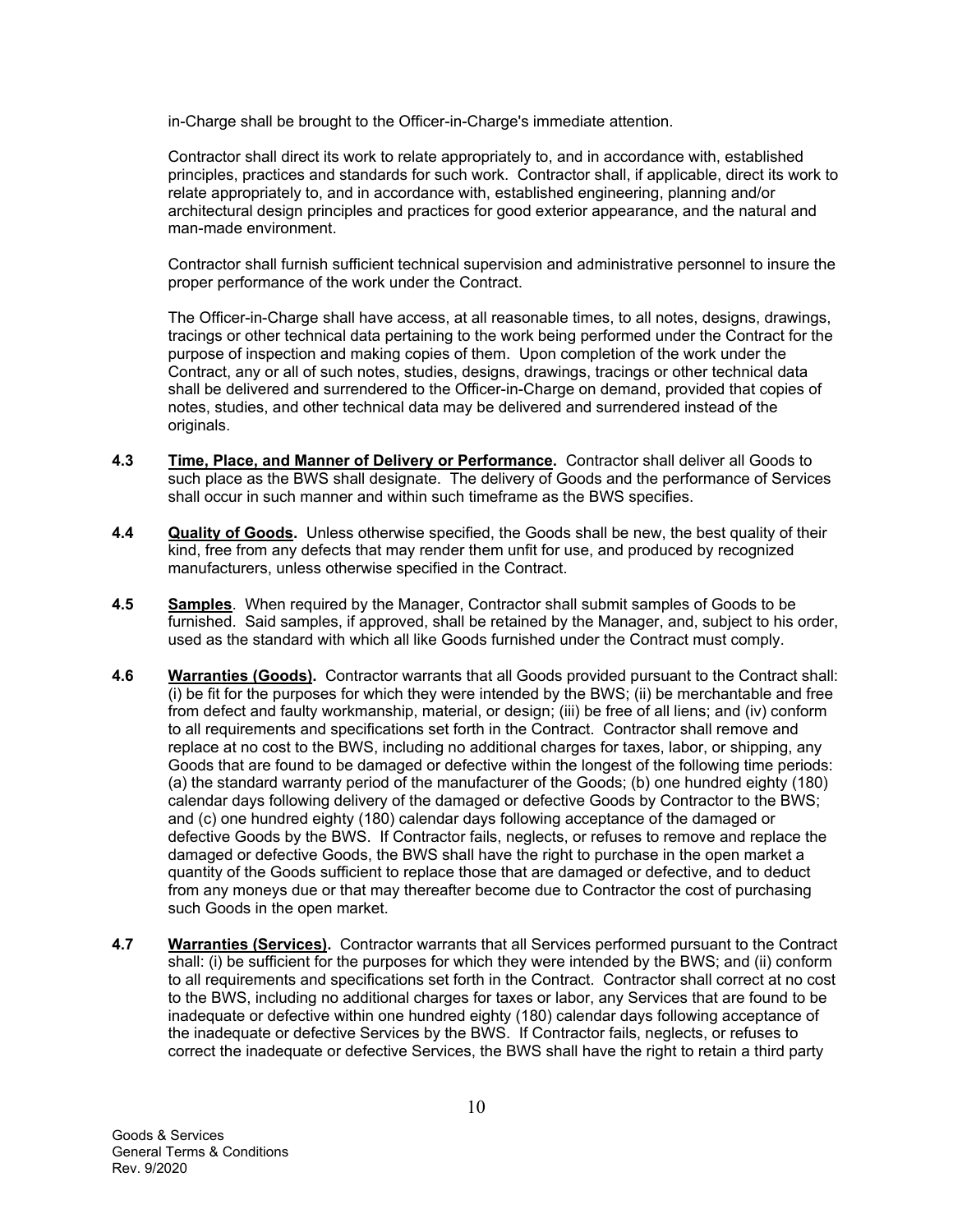in-Charge shall be brought to the Officer-in-Charge's immediate attention.

Contractor shall direct its work to relate appropriately to, and in accordance with, established principles, practices and standards for such work. Contractor shall, if applicable, direct its work to relate appropriately to, and in accordance with, established engineering, planning and/or architectural design principles and practices for good exterior appearance, and the natural and man-made environment.

Contractor shall furnish sufficient technical supervision and administrative personnel to insure the proper performance of the work under the Contract.

The Officer-in-Charge shall have access, at all reasonable times, to all notes, designs, drawings, tracings or other technical data pertaining to the work being performed under the Contract for the purpose of inspection and making copies of them. Upon completion of the work under the Contract, any or all of such notes, studies, designs, drawings, tracings or other technical data shall be delivered and surrendered to the Officer-in-Charge on demand, provided that copies of notes, studies, and other technical data may be delivered and surrendered instead of the originals.

**4.3 Time, Place, and Manner of Delivery or Performance.** Contractor shall deliver all Goods to such place as the BWS shall designate. The delivery of Goods and the performance of Services shall occur in such manner and within such timeframe as the BWS specifies.

**4.4 Quality of Goods.** Unless otherwise specified, the Goods shall be new, the best quality of their kind, free from any defects that may render them unfit for use, and produced by recognized manufacturers, unless otherwise specified in the Contract.

**4.5 Samples**. When required by the Manager, Contractor shall submit samples of Goods to be furnished. Said samples, if approved, shall be retained by the Manager, and, subject to his order, used as the standard with which all like Goods furnished under the Contract must comply.

**4.6 Warranties (Goods).** Contractor warrants that all Goods provided pursuant to the Contract shall: (i) be fit for the purposes for which they were intended by the BWS; (ii) be merchantable and free from defect and faulty workmanship, material, or design; (iii) be free of all liens; and (iv) conform to all requirements and specifications set forth in the Contract. Contractor shall remove and replace at no cost to the BWS, including no additional charges for taxes, labor, or shipping, any Goods that are found to be damaged or defective within the longest of the following time periods: (a) the standard warranty period of the manufacturer of the Goods; (b) one hundred eighty (180) calendar days following delivery of the damaged or defective Goods by Contractor to the BWS; and (c) one hundred eighty (180) calendar days following acceptance of the damaged or defective Goods by the BWS. If Contractor fails, neglects, or refuses to remove and replace the damaged or defective Goods, the BWS shall have the right to purchase in the open market a quantity of the Goods sufficient to replace those that are damaged or defective, and to deduct from any moneys due or that may thereafter become due to Contractor the cost of purchasing such Goods in the open market.

**4.7 Warranties (Services).** Contractor warrants that all Services performed pursuant to the Contract shall: (i) be sufficient for the purposes for which they were intended by the BWS; and (ii) conform to all requirements and specifications set forth in the Contract. Contractor shall correct at no cost to the BWS, including no additional charges for taxes or labor, any Services that are found to be inadequate or defective within one hundred eighty (180) calendar days following acceptance of the inadequate or defective Services by the BWS. If Contractor fails, neglects, or refuses to correct the inadequate or defective Services, the BWS shall have the right to retain a third party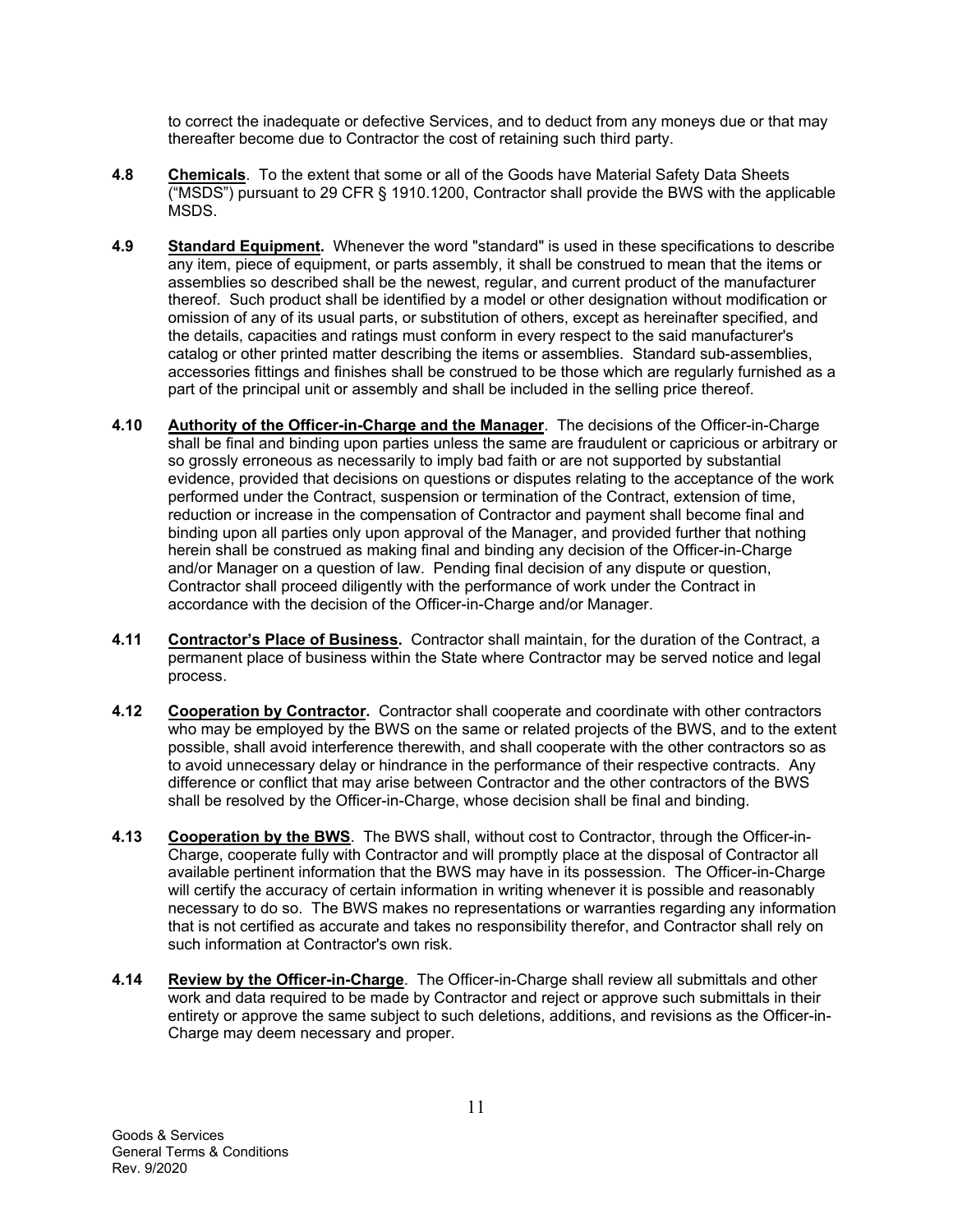to correct the inadequate or defective Services, and to deduct from any moneys due or that may thereafter become due to Contractor the cost of retaining such third party.

**4.8** **Chemicals**. To the extent that some or all of the Goods have Material Safety Data Sheets ("MSDS") pursuant to 29 CFR § 1910.1200, Contractor shall provide the BWS with the applicable MSDS.

**4.9** **Standard Equipment.** Whenever the word "standard" is used in these specifications to describe any item, piece of equipment, or parts assembly, it shall be construed to mean that the items or assemblies so described shall be the newest, regular, and current product of the manufacturer thereof. Such product shall be identified by a model or other designation without modification or omission of any of its usual parts, or substitution of others, except as hereinafter specified, and the details, capacities and ratings must conform in every respect to the said manufacturer's catalog or other printed matter describing the items or assemblies. Standard sub-assemblies, accessories fittings and finishes shall be construed to be those which are regularly furnished as a part of the principal unit or assembly and shall be included in the selling price thereof.

**4.10** **Authority of the Officer-in-Charge and the Manager**. The decisions of the Officer-in-Charge shall be final and binding upon parties unless the same are fraudulent or capricious or arbitrary or so grossly erroneous as necessarily to imply bad faith or are not supported by substantial evidence, provided that decisions on questions or disputes relating to the acceptance of the work performed under the Contract, suspension or termination of the Contract, extension of time, reduction or increase in the compensation of Contractor and payment shall become final and binding upon all parties only upon approval of the Manager, and provided further that nothing herein shall be construed as making final and binding any decision of the Officer-in-Charge and/or Manager on a question of law. Pending final decision of any dispute or question, Contractor shall proceed diligently with the performance of work under the Contract in accordance with the decision of the Officer-in-Charge and/or Manager.

**4.11** **Contractor's Place of Business.** Contractor shall maintain, for the duration of the Contract, a permanent place of business within the State where Contractor may be served notice and legal process.

**4.12** **Cooperation by Contractor.** Contractor shall cooperate and coordinate with other contractors who may be employed by the BWS on the same or related projects of the BWS, and to the extent possible, shall avoid interference therewith, and shall cooperate with the other contractors so as to avoid unnecessary delay or hindrance in the performance of their respective contracts. Any difference or conflict that may arise between Contractor and the other contractors of the BWS shall be resolved by the Officer-in-Charge, whose decision shall be final and binding.

**4.13** **Cooperation by the BWS**. The BWS shall, without cost to Contractor, through the Officer-in-Charge, cooperate fully with Contractor and will promptly place at the disposal of Contractor all available pertinent information that the BWS may have in its possession. The Officer-in-Charge will certify the accuracy of certain information in writing whenever it is possible and reasonably necessary to do so. The BWS makes no representations or warranties regarding any information that is not certified as accurate and takes no responsibility therefor, and Contractor shall rely on such information at Contractor's own risk.

**4.14** **Review by the Officer-in-Charge**. The Officer-in-Charge shall review all submittals and other work and data required to be made by Contractor and reject or approve such submittals in their entirety or approve the same subject to such deletions, additions, and revisions as the Officer-in-Charge may deem necessary and proper.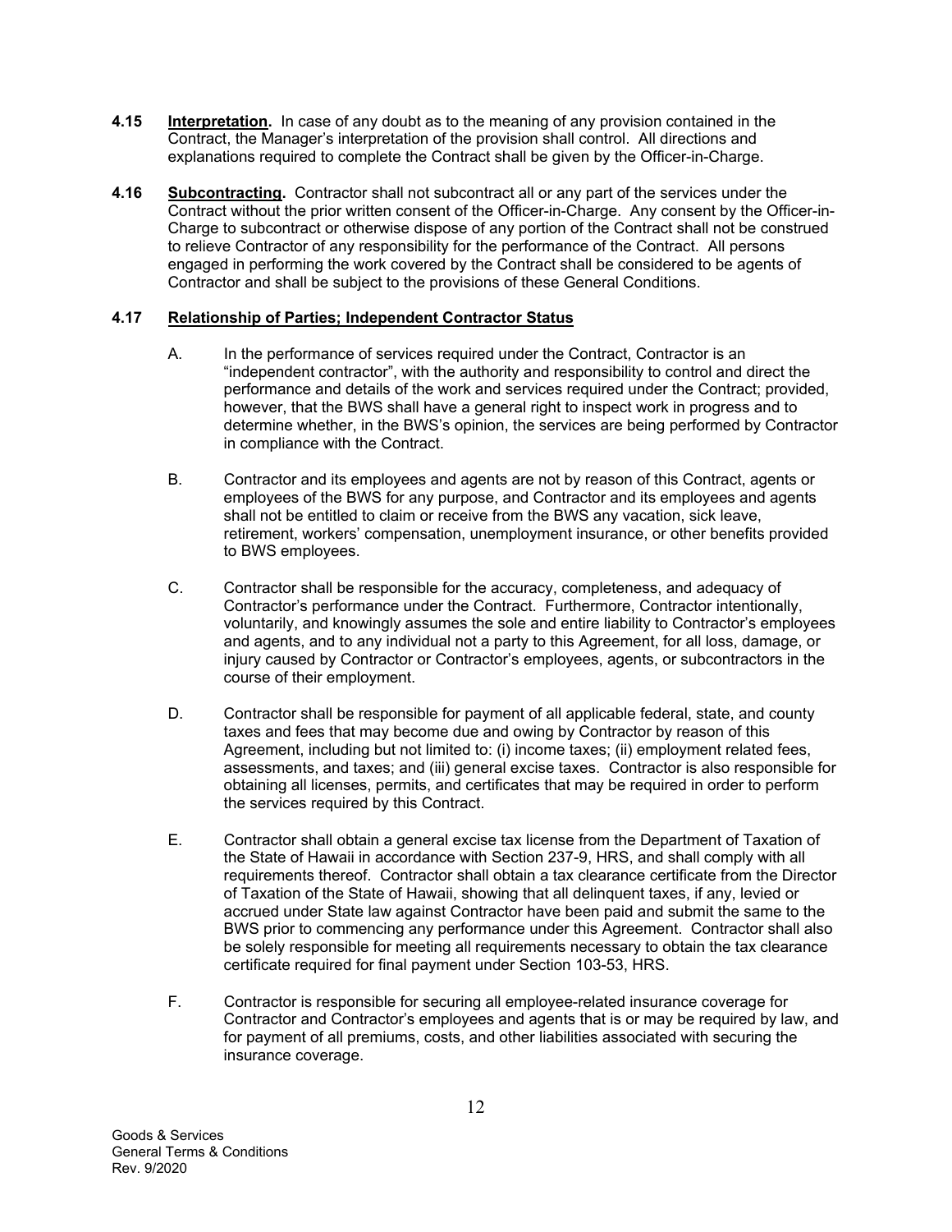**4.15 Interpretation.** In case of any doubt as to the meaning of any provision contained in the Contract, the Manager's interpretation of the provision shall control. All directions and explanations required to complete the Contract shall be given by the Officer-in-Charge.

**4.16 Subcontracting.** Contractor shall not subcontract all or any part of the services under the Contract without the prior written consent of the Officer-in-Charge. Any consent by the Officer-in-Charge to subcontract or otherwise dispose of any portion of the Contract shall not be construed to relieve Contractor of any responsibility for the performance of the Contract. All persons engaged in performing the work covered by the Contract shall be considered to be agents of Contractor and shall be subject to the provisions of these General Conditions.

**4.17 Relationship of Parties; Independent Contractor Status**

A. In the performance of services required under the Contract, Contractor is an "independent contractor", with the authority and responsibility to control and direct the performance and details of the work and services required under the Contract; provided, however, that the BWS shall have a general right to inspect work in progress and to determine whether, in the BWS's opinion, the services are being performed by Contractor in compliance with the Contract.

B. Contractor and its employees and agents are not by reason of this Contract, agents or employees of the BWS for any purpose, and Contractor and its employees and agents shall not be entitled to claim or receive from the BWS any vacation, sick leave, retirement, workers' compensation, unemployment insurance, or other benefits provided to BWS employees.

C. Contractor shall be responsible for the accuracy, completeness, and adequacy of Contractor's performance under the Contract. Furthermore, Contractor intentionally, voluntarily, and knowingly assumes the sole and entire liability to Contractor's employees and agents, and to any individual not a party to this Agreement, for all loss, damage, or injury caused by Contractor or Contractor's employees, agents, or subcontractors in the course of their employment.

D. Contractor shall be responsible for payment of all applicable federal, state, and county taxes and fees that may become due and owing by Contractor by reason of this Agreement, including but not limited to: (i) income taxes; (ii) employment related fees, assessments, and taxes; and (iii) general excise taxes. Contractor is also responsible for obtaining all licenses, permits, and certificates that may be required in order to perform the services required by this Contract.

E. Contractor shall obtain a general excise tax license from the Department of Taxation of the State of Hawaii in accordance with Section 237-9, HRS, and shall comply with all requirements thereof. Contractor shall obtain a tax clearance certificate from the Director of Taxation of the State of Hawaii, showing that all delinquent taxes, if any, levied or accrued under State law against Contractor have been paid and submit the same to the BWS prior to commencing any performance under this Agreement. Contractor shall also be solely responsible for meeting all requirements necessary to obtain the tax clearance certificate required for final payment under Section 103-53, HRS.

F. Contractor is responsible for securing all employee-related insurance coverage for Contractor and Contractor's employees and agents that is or may be required by law, and for payment of all premiums, costs, and other liabilities associated with securing the insurance coverage.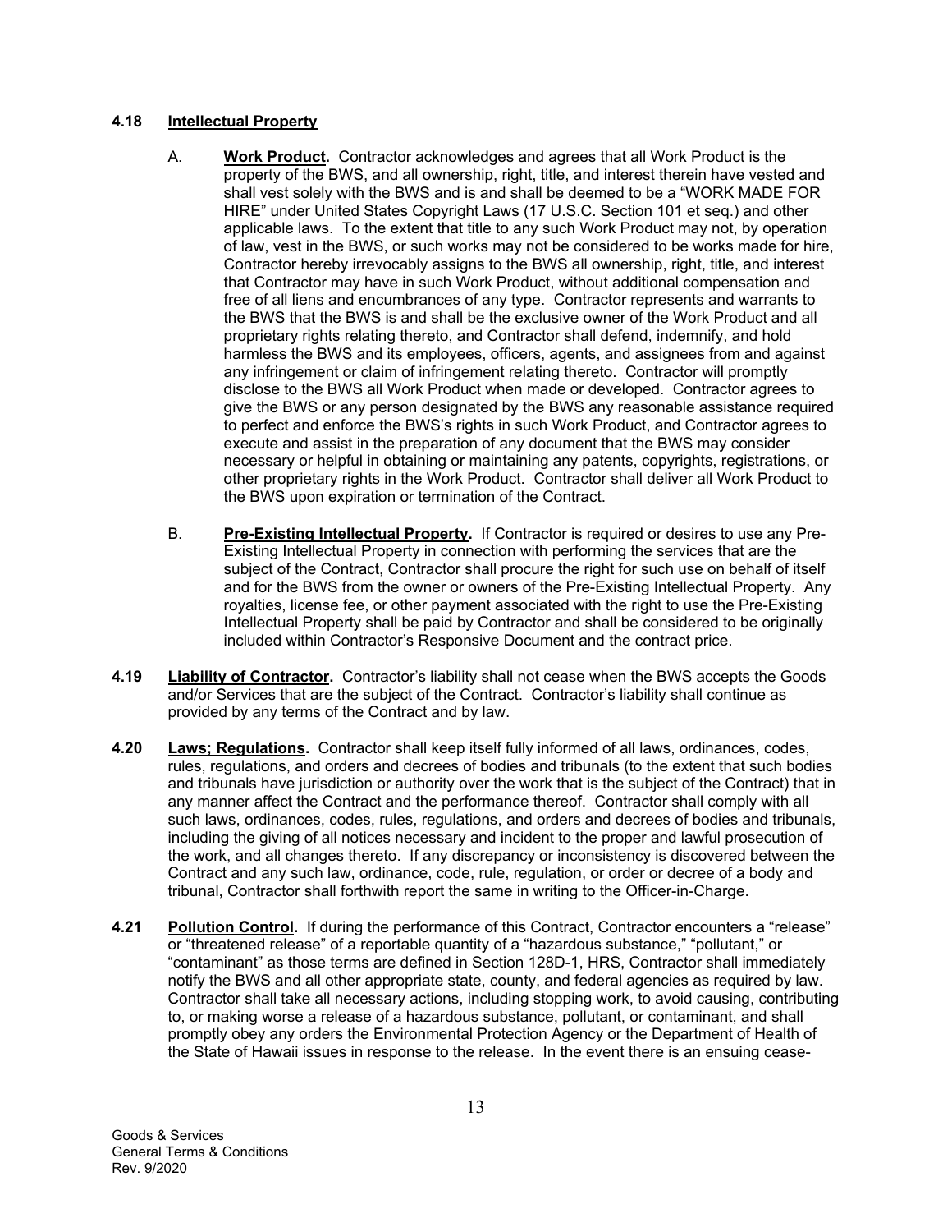### 4.18 Intellectual Property

A. **Work Product.** Contractor acknowledges and agrees that all Work Product is the property of the BWS, and all ownership, right, title, and interest therein have vested and shall vest solely with the BWS and is and shall be deemed to be a "WORK MADE FOR HIRE" under United States Copyright Laws (17 U.S.C. Section 101 et seq.) and other applicable laws. To the extent that title to any such Work Product may not, by operation of law, vest in the BWS, or such works may not be considered to be works made for hire, Contractor hereby irrevocably assigns to the BWS all ownership, right, title, and interest that Contractor may have in such Work Product, without additional compensation and free of all liens and encumbrances of any type. Contractor represents and warrants to the BWS that the BWS is and shall be the exclusive owner of the Work Product and all proprietary rights relating thereto, and Contractor shall defend, indemnify, and hold harmless the BWS and its employees, officers, agents, and assignees from and against any infringement or claim of infringement relating thereto. Contractor will promptly disclose to the BWS all Work Product when made or developed. Contractor agrees to give the BWS or any person designated by the BWS any reasonable assistance required to perfect and enforce the BWS's rights in such Work Product, and Contractor agrees to execute and assist in the preparation of any document that the BWS may consider necessary or helpful in obtaining or maintaining any patents, copyrights, registrations, or other proprietary rights in the Work Product. Contractor shall deliver all Work Product to the BWS upon expiration or termination of the Contract.

B. **Pre-Existing Intellectual Property.** If Contractor is required or desires to use any Pre-Existing Intellectual Property in connection with performing the services that are the subject of the Contract, Contractor shall procure the right for such use on behalf of itself and for the BWS from the owner or owners of the Pre-Existing Intellectual Property. Any royalties, license fee, or other payment associated with the right to use the Pre-Existing Intellectual Property shall be paid by Contractor and shall be considered to be originally included within Contractor's Responsive Document and the contract price.

**4.19 Liability of Contractor.** Contractor's liability shall not cease when the BWS accepts the Goods and/or Services that are the subject of the Contract. Contractor's liability shall continue as provided by any terms of the Contract and by law.

**4.20 Laws; Regulations.** Contractor shall keep itself fully informed of all laws, ordinances, codes, rules, regulations, and orders and decrees of bodies and tribunals (to the extent that such bodies and tribunals have jurisdiction or authority over the work that is the subject of the Contract) that in any manner affect the Contract and the performance thereof. Contractor shall comply with all such laws, ordinances, codes, rules, regulations, and orders and decrees of bodies and tribunals, including the giving of all notices necessary and incident to the proper and lawful prosecution of the work, and all changes thereto. If any discrepancy or inconsistency is discovered between the Contract and any such law, ordinance, code, rule, regulation, or order or decree of a body and tribunal, Contractor shall forthwith report the same in writing to the Officer-in-Charge.

**4.21 Pollution Control.** If during the performance of this Contract, Contractor encounters a "release" or "threatened release" of a reportable quantity of a "hazardous substance," "pollutant," or "contaminant" as those terms are defined in Section 128D-1, HRS, Contractor shall immediately notify the BWS and all other appropriate state, county, and federal agencies as required by law. Contractor shall take all necessary actions, including stopping work, to avoid causing, contributing to, or making worse a release of a hazardous substance, pollutant, or contaminant, and shall promptly obey any orders the Environmental Protection Agency or the Department of Health of the State of Hawaii issues in response to the release. In the event there is an ensuing cease-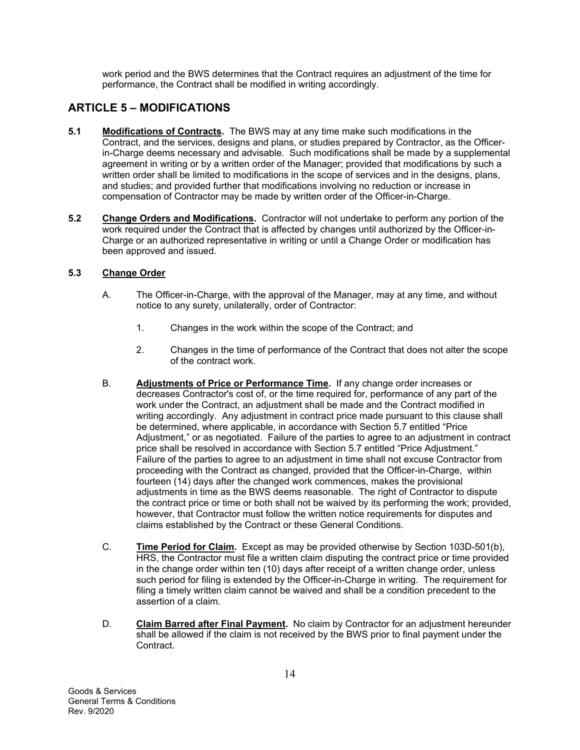work period and the BWS determines that the Contract requires an adjustment of the time for performance, the Contract shall be modified in writing accordingly.

## ARTICLE 5 – MODIFICATIONS

**5.1** **Modifications of Contracts.** The BWS may at any time make such modifications in the Contract, and the services, designs and plans, or studies prepared by Contractor, as the Officer-in-Charge deems necessary and advisable. Such modifications shall be made by a supplemental agreement in writing or by a written order of the Manager; provided that modifications by such a written order shall be limited to modifications in the scope of services and in the designs, plans, and studies; and provided further that modifications involving no reduction or increase in compensation of Contractor may be made by written order of the Officer-in-Charge.

**5.2** **Change Orders and Modifications.** Contractor will not undertake to perform any portion of the work required under the Contract that is affected by changes until authorized by the Officer-in-Charge or an authorized representative in writing or until a Change Order or modification has been approved and issued.

**5.3** **Change Order**

A. The Officer-in-Charge, with the approval of the Manager, may at any time, and without notice to any surety, unilaterally, order of Contractor:

1. Changes in the work within the scope of the Contract; and

2. Changes in the time of performance of the Contract that does not alter the scope of the contract work.

B. **Adjustments of Price or Performance Time.** If any change order increases or decreases Contractor's cost of, or the time required for, performance of any part of the work under the Contract, an adjustment shall be made and the Contract modified in writing accordingly. Any adjustment in contract price made pursuant to this clause shall be determined, where applicable, in accordance with Section 5.7 entitled "Price Adjustment," or as negotiated. Failure of the parties to agree to an adjustment in contract price shall be resolved in accordance with Section 5.7 entitled "Price Adjustment." Failure of the parties to agree to an adjustment in time shall not excuse Contractor from proceeding with the Contract as changed, provided that the Officer-in-Charge, within fourteen (14) days after the changed work commences, makes the provisional adjustments in time as the BWS deems reasonable. The right of Contractor to dispute the contract price or time or both shall not be waived by its performing the work; provided, however, that Contractor must follow the written notice requirements for disputes and claims established by the Contract or these General Conditions.

C. **Time Period for Claim.** Except as may be provided otherwise by Section 103D-501(b), HRS, the Contractor must file a written claim disputing the contract price or time provided in the change order within ten (10) days after receipt of a written change order, unless such period for filing is extended by the Officer-in-Charge in writing. The requirement for filing a timely written claim cannot be waived and shall be a condition precedent to the assertion of a claim.

D. **Claim Barred after Final Payment.** No claim by Contractor for an adjustment hereunder shall be allowed if the claim is not received by the BWS prior to final payment under the Contract.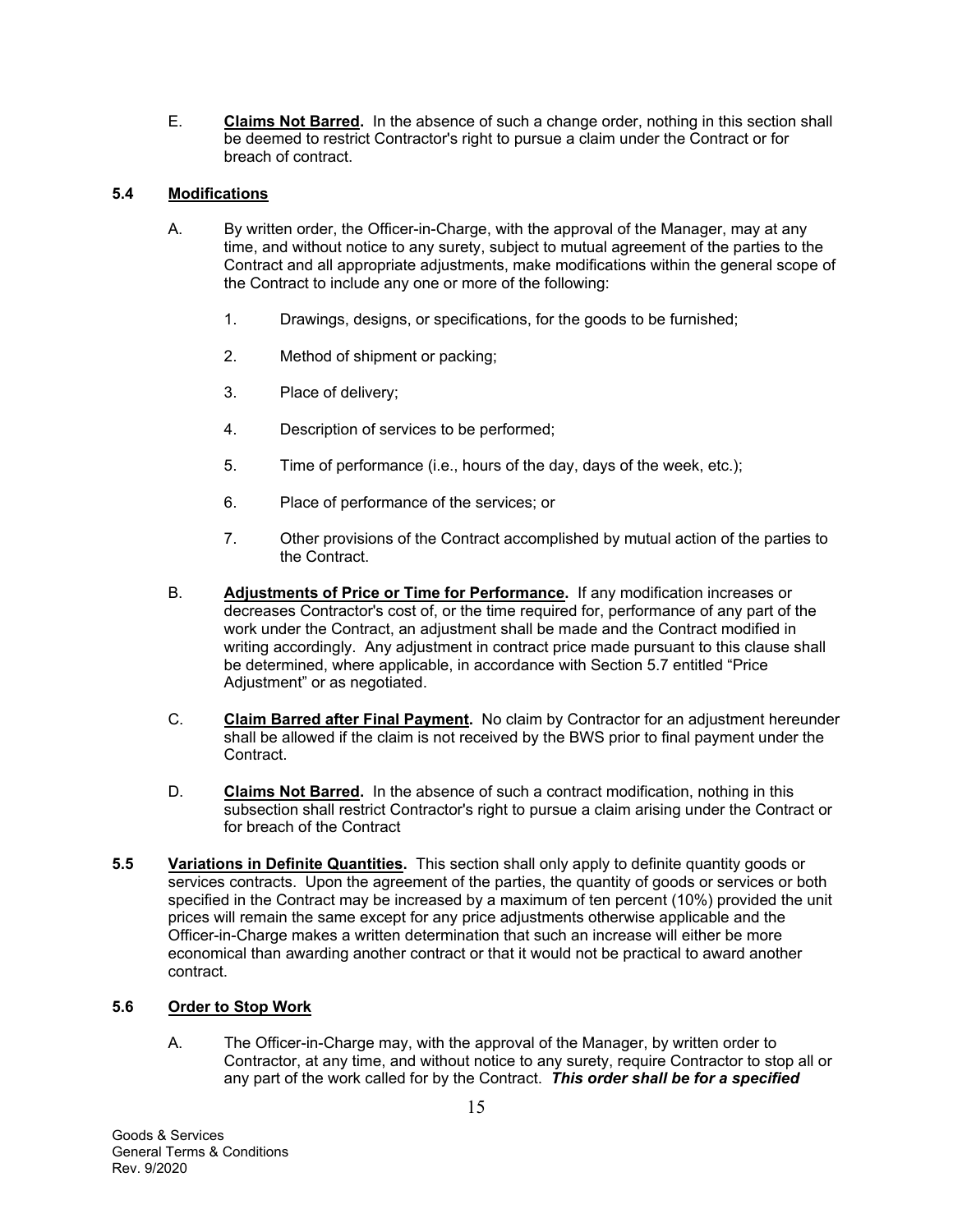E. **Claims Not Barred.** In the absence of such a change order, nothing in this section shall be deemed to restrict Contractor's right to pursue a claim under the Contract or for breach of contract.

**5.4 Modifications**

A. By written order, the Officer-in-Charge, with the approval of the Manager, may at any time, and without notice to any surety, subject to mutual agreement of the parties to the Contract and all appropriate adjustments, make modifications within the general scope of the Contract to include any one or more of the following:

1. Drawings, designs, or specifications, for the goods to be furnished;

2. Method of shipment or packing;

3. Place of delivery;

4. Description of services to be performed;

5. Time of performance (i.e., hours of the day, days of the week, etc.);

6. Place of performance of the services; or

7. Other provisions of the Contract accomplished by mutual action of the parties to the Contract.

B. **Adjustments of Price or Time for Performance.** If any modification increases or decreases Contractor's cost of, or the time required for, performance of any part of the work under the Contract, an adjustment shall be made and the Contract modified in writing accordingly. Any adjustment in contract price made pursuant to this clause shall be determined, where applicable, in accordance with Section 5.7 entitled "Price Adjustment" or as negotiated.

C. **Claim Barred after Final Payment.** No claim by Contractor for an adjustment hereunder shall be allowed if the claim is not received by the BWS prior to final payment under the Contract.

D. **Claims Not Barred.** In the absence of such a contract modification, nothing in this subsection shall restrict Contractor's right to pursue a claim arising under the Contract or for breach of the Contract

**5.5 Variations in Definite Quantities.** This section shall only apply to definite quantity goods or services contracts. Upon the agreement of the parties, the quantity of goods or services or both specified in the Contract may be increased by a maximum of ten percent (10%) provided the unit prices will remain the same except for any price adjustments otherwise applicable and the Officer-in-Charge makes a written determination that such an increase will either be more economical than awarding another contract or that it would not be practical to award another contract.

**5.6 Order to Stop Work**

A. The Officer-in-Charge may, with the approval of the Manager, by written order to Contractor, at any time, and without notice to any surety, require Contractor to stop all or any part of the work called for by the Contract. ***This order shall be for a specified***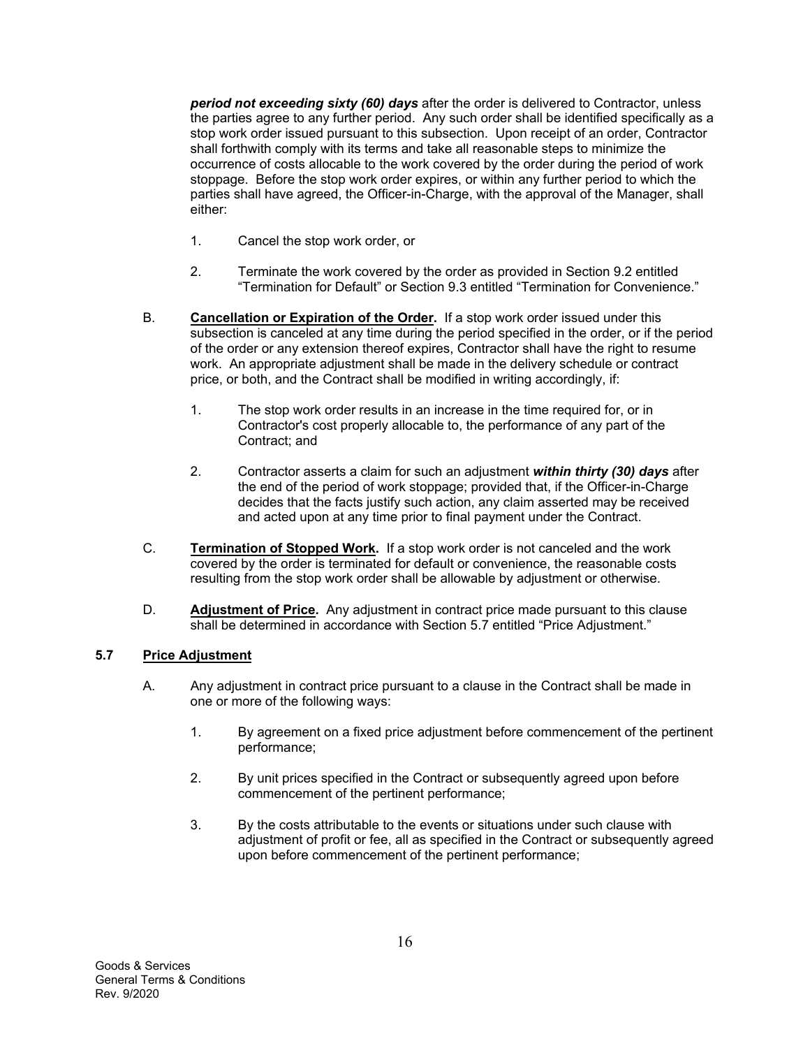***period not exceeding sixty (60) days*** after the order is delivered to Contractor, unless the parties agree to any further period. Any such order shall be identified specifically as a stop work order issued pursuant to this subsection. Upon receipt of an order, Contractor shall forthwith comply with its terms and take all reasonable steps to minimize the occurrence of costs allocable to the work covered by the order during the period of work stoppage. Before the stop work order expires, or within any further period to which the parties shall have agreed, the Officer-in-Charge, with the approval of the Manager, shall either:

1. Cancel the stop work order, or

2. Terminate the work covered by the order as provided in Section 9.2 entitled "Termination for Default" or Section 9.3 entitled "Termination for Convenience."

B. **Cancellation or Expiration of the Order.** If a stop work order issued under this subsection is canceled at any time during the period specified in the order, or if the period of the order or any extension thereof expires, Contractor shall have the right to resume work. An appropriate adjustment shall be made in the delivery schedule or contract price, or both, and the Contract shall be modified in writing accordingly, if:

1. The stop work order results in an increase in the time required for, or in Contractor's cost properly allocable to, the performance of any part of the Contract; and

2. Contractor asserts a claim for such an adjustment ***within thirty (30) days*** after the end of the period of work stoppage; provided that, if the Officer-in-Charge decides that the facts justify such action, any claim asserted may be received and acted upon at any time prior to final payment under the Contract.

C. **Termination of Stopped Work.** If a stop work order is not canceled and the work covered by the order is terminated for default or convenience, the reasonable costs resulting from the stop work order shall be allowable by adjustment or otherwise.

D. **Adjustment of Price.** Any adjustment in contract price made pursuant to this clause shall be determined in accordance with Section 5.7 entitled "Price Adjustment."

## 5.7 Price Adjustment

A. Any adjustment in contract price pursuant to a clause in the Contract shall be made in one or more of the following ways:

1. By agreement on a fixed price adjustment before commencement of the pertinent performance;

2. By unit prices specified in the Contract or subsequently agreed upon before commencement of the pertinent performance;

3. By the costs attributable to the events or situations under such clause with adjustment of profit or fee, all as specified in the Contract or subsequently agreed upon before commencement of the pertinent performance;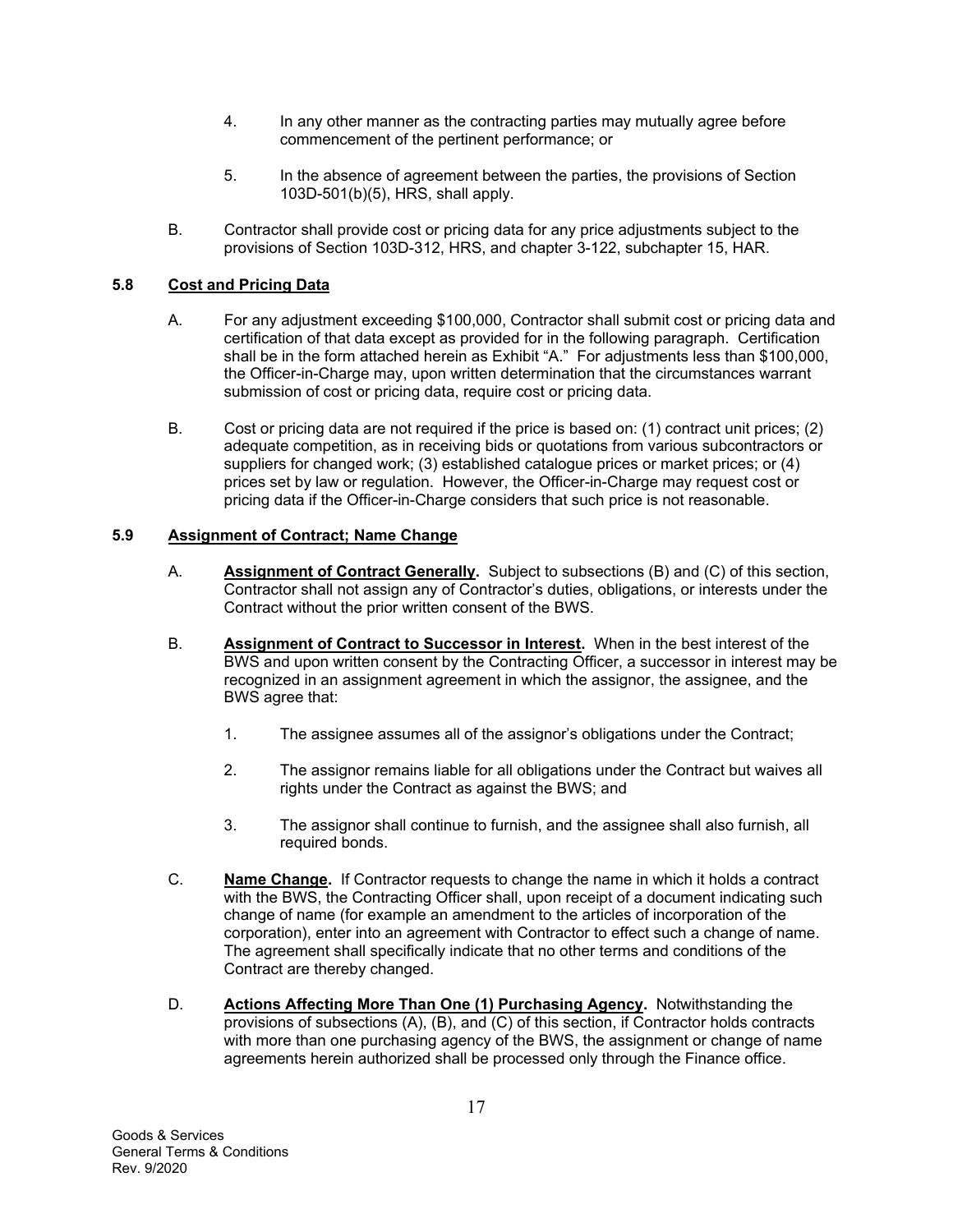4. In any other manner as the contracting parties may mutually agree before commencement of the pertinent performance; or

5. In the absence of agreement between the parties, the provisions of Section 103D-501(b)(5), HRS, shall apply.

B. Contractor shall provide cost or pricing data for any price adjustments subject to the provisions of Section 103D-312, HRS, and chapter 3-122, subchapter 15, HAR.

### 5.8 Cost and Pricing Data

A. For any adjustment exceeding $100,000, Contractor shall submit cost or pricing data and certification of that data except as provided for in the following paragraph. Certification shall be in the form attached herein as Exhibit "A." For adjustments less than $100,000, the Officer-in-Charge may, upon written determination that the circumstances warrant submission of cost or pricing data, require cost or pricing data.

B. Cost or pricing data are not required if the price is based on: (1) contract unit prices; (2) adequate competition, as in receiving bids or quotations from various subcontractors or suppliers for changed work; (3) established catalogue prices or market prices; or (4) prices set by law or regulation. However, the Officer-in-Charge may request cost or pricing data if the Officer-in-Charge considers that such price is not reasonable.

### 5.9 Assignment of Contract; Name Change

A. **Assignment of Contract Generally.** Subject to subsections (B) and (C) of this section, Contractor shall not assign any of Contractor's duties, obligations, or interests under the Contract without the prior written consent of the BWS.

B. **Assignment of Contract to Successor in Interest.** When in the best interest of the BWS and upon written consent by the Contracting Officer, a successor in interest may be recognized in an assignment agreement in which the assignor, the assignee, and the BWS agree that:

1. The assignee assumes all of the assignor's obligations under the Contract;

2. The assignor remains liable for all obligations under the Contract but waives all rights under the Contract as against the BWS; and

3. The assignor shall continue to furnish, and the assignee shall also furnish, all required bonds.

C. **Name Change.** If Contractor requests to change the name in which it holds a contract with the BWS, the Contracting Officer shall, upon receipt of a document indicating such change of name (for example an amendment to the articles of incorporation of the corporation), enter into an agreement with Contractor to effect such a change of name. The agreement shall specifically indicate that no other terms and conditions of the Contract are thereby changed.

D. **Actions Affecting More Than One (1) Purchasing Agency.** Notwithstanding the provisions of subsections (A), (B), and (C) of this section, if Contractor holds contracts with more than one purchasing agency of the BWS, the assignment or change of name agreements herein authorized shall be processed only through the Finance office.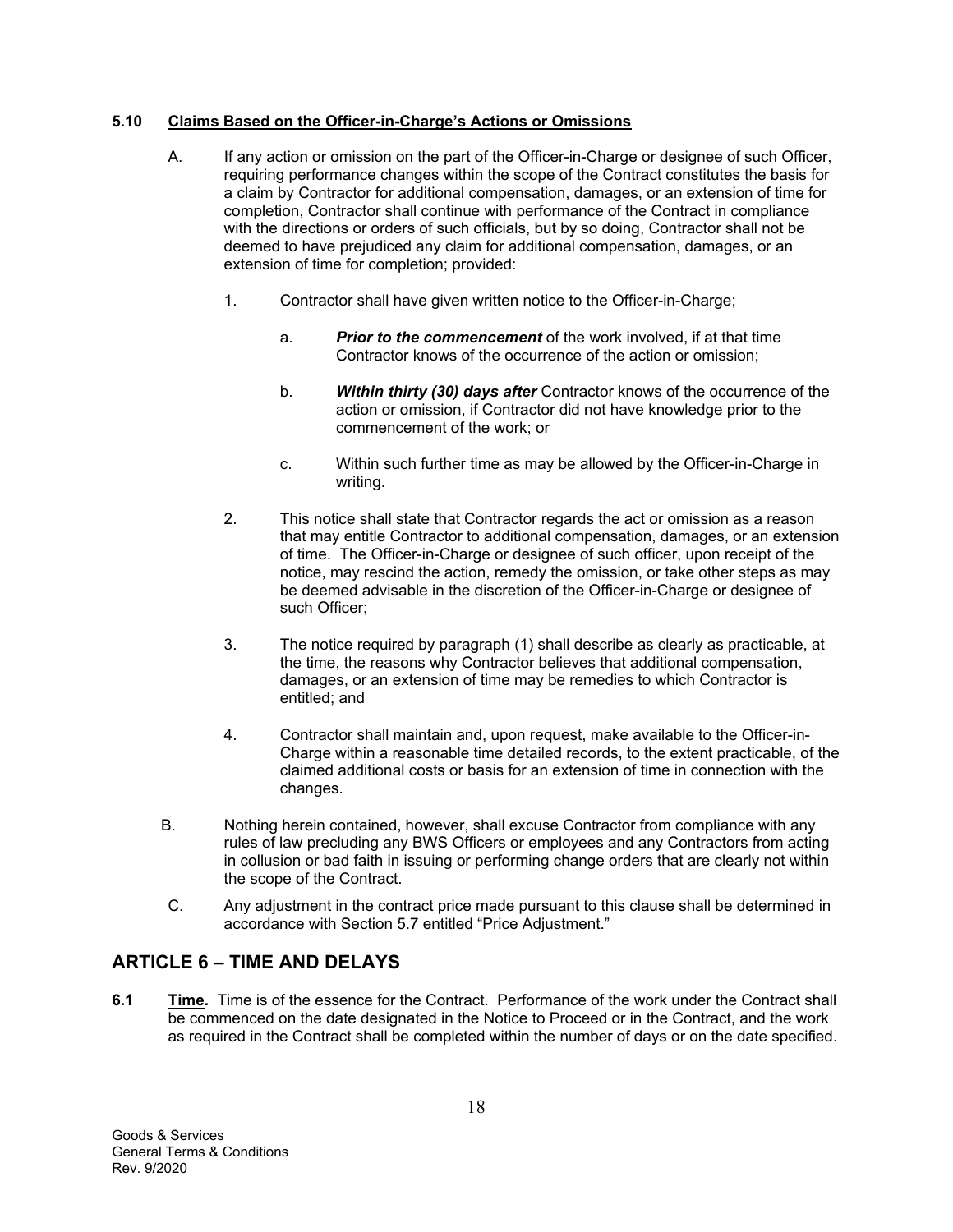### 5.10 Claims Based on the Officer-in-Charge's Actions or Omissions

A. If any action or omission on the part of the Officer-in-Charge or designee of such Officer, requiring performance changes within the scope of the Contract constitutes the basis for a claim by Contractor for additional compensation, damages, or an extension of time for completion, Contractor shall continue with performance of the Contract in compliance with the directions or orders of such officials, but by so doing, Contractor shall not be deemed to have prejudiced any claim for additional compensation, damages, or an extension of time for completion; provided:

1. Contractor shall have given written notice to the Officer-in-Charge;

   a. ***Prior to the commencement*** of the work involved, if at that time Contractor knows of the occurrence of the action or omission;

   b. ***Within thirty (30) days after*** Contractor knows of the occurrence of the action or omission, if Contractor did not have knowledge prior to the commencement of the work; or

   c. Within such further time as may be allowed by the Officer-in-Charge in writing.

2. This notice shall state that Contractor regards the act or omission as a reason that may entitle Contractor to additional compensation, damages, or an extension of time. The Officer-in-Charge or designee of such officer, upon receipt of the notice, may rescind the action, remedy the omission, or take other steps as may be deemed advisable in the discretion of the Officer-in-Charge or designee of such Officer;

3. The notice required by paragraph (1) shall describe as clearly as practicable, at the time, the reasons why Contractor believes that additional compensation, damages, or an extension of time may be remedies to which Contractor is entitled; and

4. Contractor shall maintain and, upon request, make available to the Officer-in-Charge within a reasonable time detailed records, to the extent practicable, of the claimed additional costs or basis for an extension of time in connection with the changes.

B. Nothing herein contained, however, shall excuse Contractor from compliance with any rules of law precluding any BWS Officers or employees and any Contractors from acting in collusion or bad faith in issuing or performing change orders that are clearly not within the scope of the Contract.

C. Any adjustment in the contract price made pursuant to this clause shall be determined in accordance with Section 5.7 entitled "Price Adjustment."

## ARTICLE 6 – TIME AND DELAYS

**6.1** **Time.** Time is of the essence for the Contract. Performance of the work under the Contract shall be commenced on the date designated in the Notice to Proceed or in the Contract, and the work as required in the Contract shall be completed within the number of days or on the date specified.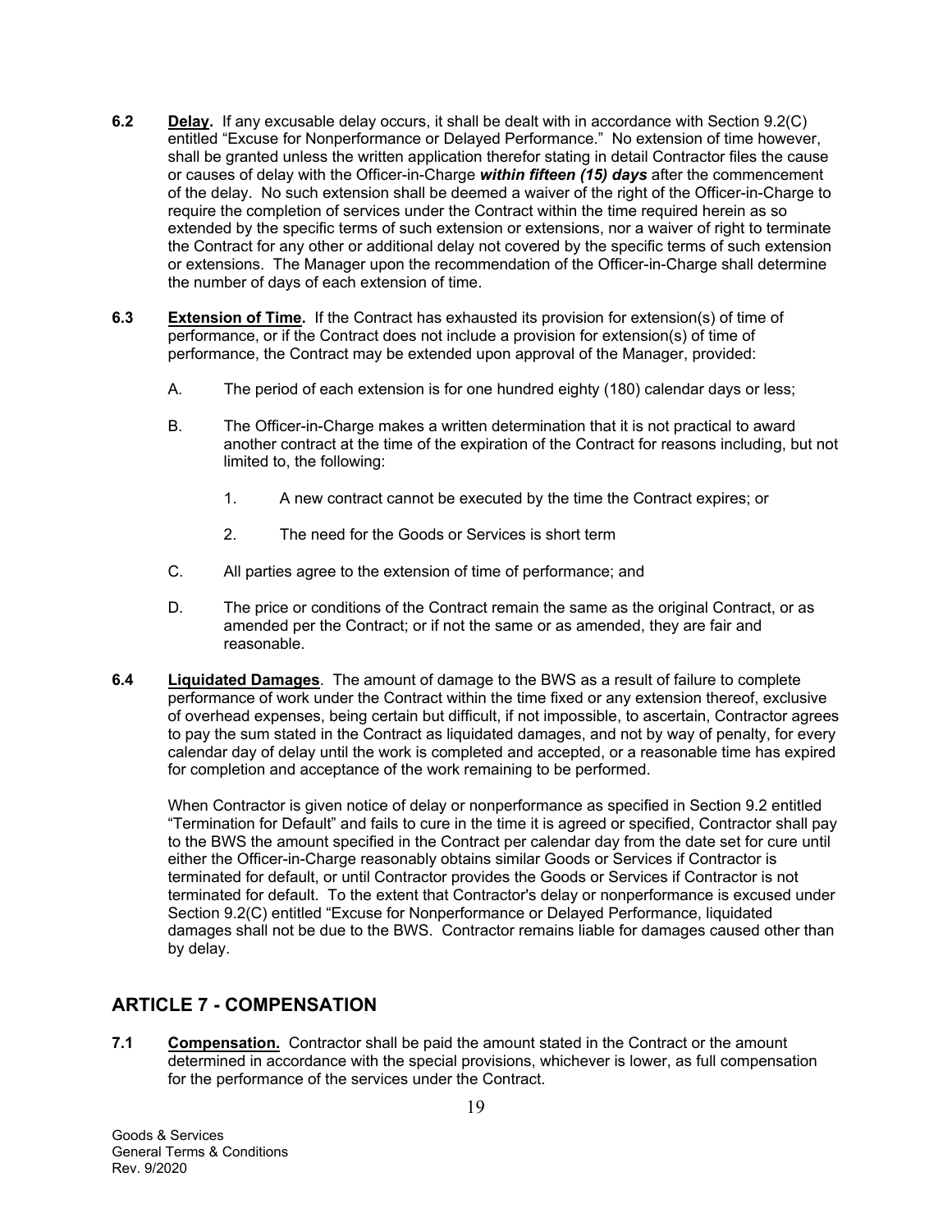**6.2** **Delay.** If any excusable delay occurs, it shall be dealt with in accordance with Section 9.2(C) entitled "Excuse for Nonperformance or Delayed Performance." No extension of time however, shall be granted unless the written application therefor stating in detail Contractor files the cause or causes of delay with the Officer-in-Charge ***within fifteen (15) days*** after the commencement of the delay. No such extension shall be deemed a waiver of the right of the Officer-in-Charge to require the completion of services under the Contract within the time required herein as so extended by the specific terms of such extension or extensions, nor a waiver of right to terminate the Contract for any other or additional delay not covered by the specific terms of such extension or extensions. The Manager upon the recommendation of the Officer-in-Charge shall determine the number of days of each extension of time.

**6.3** **Extension of Time.** If the Contract has exhausted its provision for extension(s) of time of performance, or if the Contract does not include a provision for extension(s) of time of performance, the Contract may be extended upon approval of the Manager, provided:

A. The period of each extension is for one hundred eighty (180) calendar days or less;

B. The Officer-in-Charge makes a written determination that it is not practical to award another contract at the time of the expiration of the Contract for reasons including, but not limited to, the following:

1. A new contract cannot be executed by the time the Contract expires; or

2. The need for the Goods or Services is short term

C. All parties agree to the extension of time of performance; and

D. The price or conditions of the Contract remain the same as the original Contract, or as amended per the Contract; or if not the same or as amended, they are fair and reasonable.

**6.4** **Liquidated Damages**. The amount of damage to the BWS as a result of failure to complete performance of work under the Contract within the time fixed or any extension thereof, exclusive of overhead expenses, being certain but difficult, if not impossible, to ascertain, Contractor agrees to pay the sum stated in the Contract as liquidated damages, and not by way of penalty, for every calendar day of delay until the work is completed and accepted, or a reasonable time has expired for completion and acceptance of the work remaining to be performed.

When Contractor is given notice of delay or nonperformance as specified in Section 9.2 entitled "Termination for Default" and fails to cure in the time it is agreed or specified, Contractor shall pay to the BWS the amount specified in the Contract per calendar day from the date set for cure until either the Officer-in-Charge reasonably obtains similar Goods or Services if Contractor is terminated for default, or until Contractor provides the Goods or Services if Contractor is not terminated for default. To the extent that Contractor's delay or nonperformance is excused under Section 9.2(C) entitled "Excuse for Nonperformance or Delayed Performance, liquidated damages shall not be due to the BWS. Contractor remains liable for damages caused other than by delay.

## ARTICLE 7 - COMPENSATION

**7.1** **Compensation.** Contractor shall be paid the amount stated in the Contract or the amount determined in accordance with the special provisions, whichever is lower, as full compensation for the performance of the services under the Contract.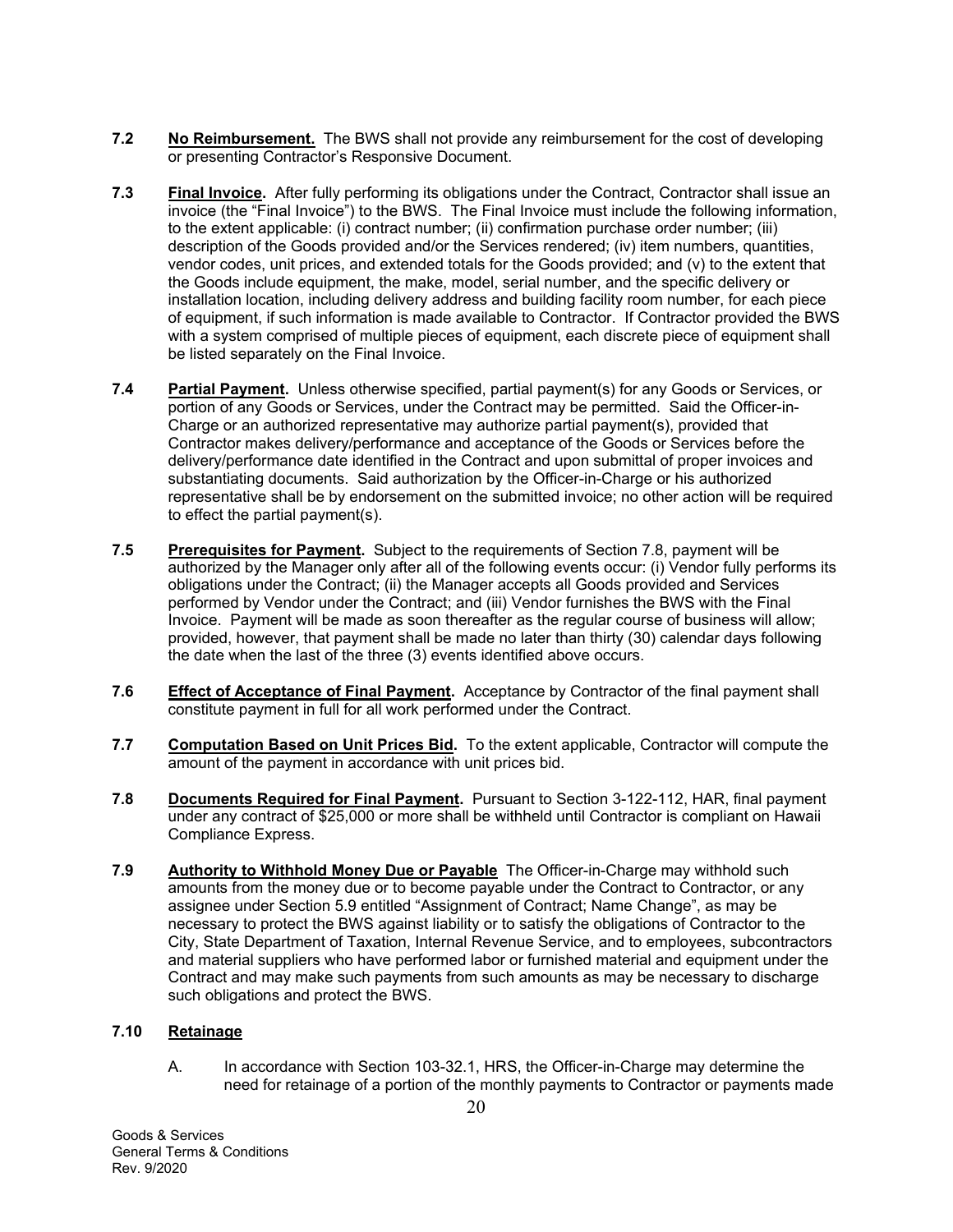**7.2** **No Reimbursement.** The BWS shall not provide any reimbursement for the cost of developing or presenting Contractor's Responsive Document.

**7.3** **Final Invoice.** After fully performing its obligations under the Contract, Contractor shall issue an invoice (the "Final Invoice") to the BWS. The Final Invoice must include the following information, to the extent applicable: (i) contract number; (ii) confirmation purchase order number; (iii) description of the Goods provided and/or the Services rendered; (iv) item numbers, quantities, vendor codes, unit prices, and extended totals for the Goods provided; and (v) to the extent that the Goods include equipment, the make, model, serial number, and the specific delivery or installation location, including delivery address and building facility room number, for each piece of equipment, if such information is made available to Contractor. If Contractor provided the BWS with a system comprised of multiple pieces of equipment, each discrete piece of equipment shall be listed separately on the Final Invoice.

**7.4** **Partial Payment.** Unless otherwise specified, partial payment(s) for any Goods or Services, or portion of any Goods or Services, under the Contract may be permitted. Said the Officer-in-Charge or an authorized representative may authorize partial payment(s), provided that Contractor makes delivery/performance and acceptance of the Goods or Services before the delivery/performance date identified in the Contract and upon submittal of proper invoices and substantiating documents. Said authorization by the Officer-in-Charge or his authorized representative shall be by endorsement on the submitted invoice; no other action will be required to effect the partial payment(s).

**7.5** **Prerequisites for Payment.** Subject to the requirements of Section 7.8, payment will be authorized by the Manager only after all of the following events occur: (i) Vendor fully performs its obligations under the Contract; (ii) the Manager accepts all Goods provided and Services performed by Vendor under the Contract; and (iii) Vendor furnishes the BWS with the Final Invoice. Payment will be made as soon thereafter as the regular course of business will allow; provided, however, that payment shall be made no later than thirty (30) calendar days following the date when the last of the three (3) events identified above occurs.

**7.6** **Effect of Acceptance of Final Payment.** Acceptance by Contractor of the final payment shall constitute payment in full for all work performed under the Contract.

**7.7** **Computation Based on Unit Prices Bid.** To the extent applicable, Contractor will compute the amount of the payment in accordance with unit prices bid.

**7.8** **Documents Required for Final Payment.** Pursuant to Section 3-122-112, HAR, final payment under any contract of $25,000 or more shall be withheld until Contractor is compliant on Hawaii Compliance Express.

**7.9** **Authority to Withhold Money Due or Payable** The Officer-in-Charge may withhold such amounts from the money due or to become payable under the Contract to Contractor, or any assignee under Section 5.9 entitled "Assignment of Contract; Name Change", as may be necessary to protect the BWS against liability or to satisfy the obligations of Contractor to the City, State Department of Taxation, Internal Revenue Service, and to employees, subcontractors and material suppliers who have performed labor or furnished material and equipment under the Contract and may make such payments from such amounts as may be necessary to discharge such obligations and protect the BWS.

**7.10** **Retainage**

A. In accordance with Section 103-32.1, HRS, the Officer-in-Charge may determine the need for retainage of a portion of the monthly payments to Contractor or payments made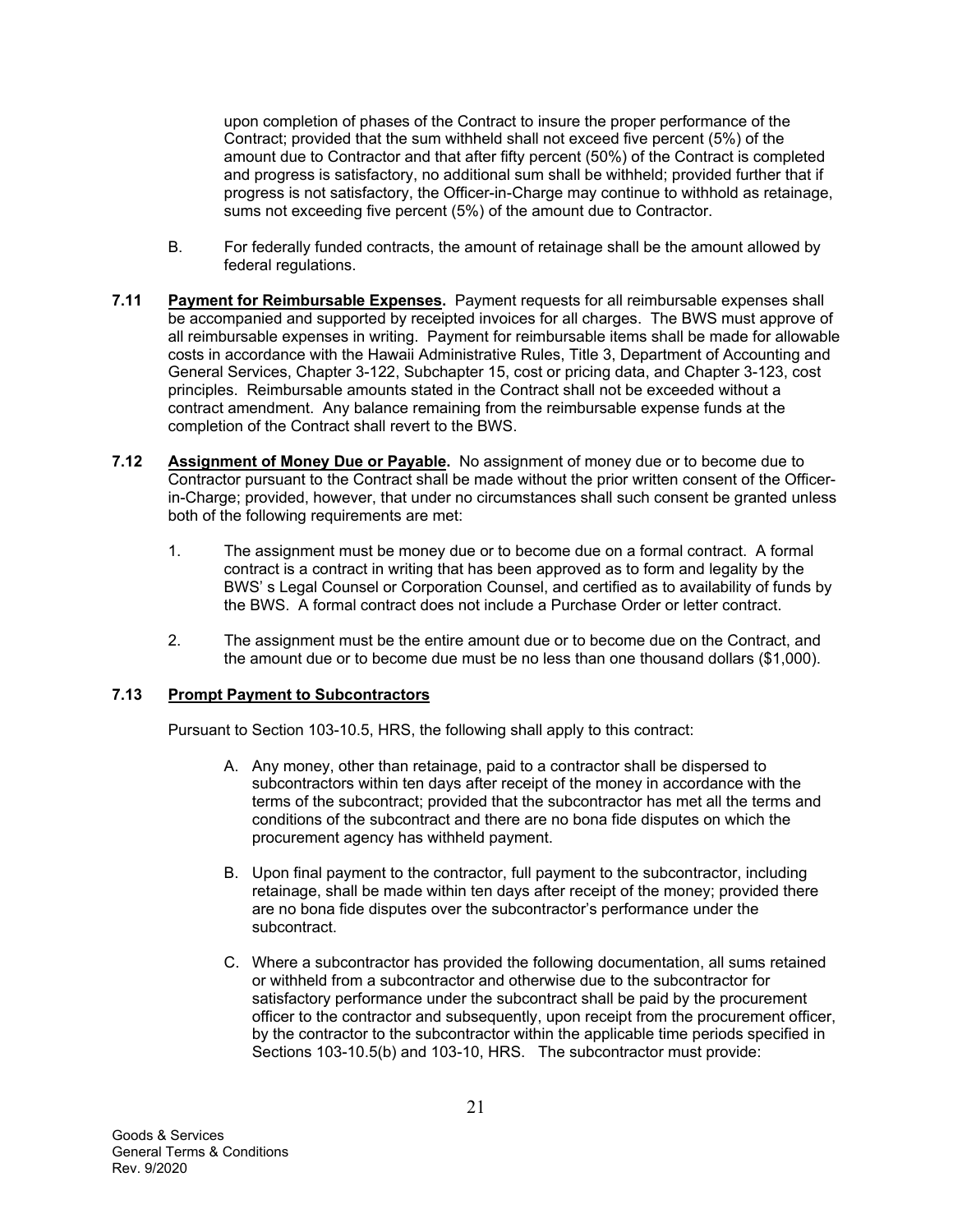upon completion of phases of the Contract to insure the proper performance of the Contract; provided that the sum withheld shall not exceed five percent (5%) of the amount due to Contractor and that after fifty percent (50%) of the Contract is completed and progress is satisfactory, no additional sum shall be withheld; provided further that if progress is not satisfactory, the Officer-in-Charge may continue to withhold as retainage, sums not exceeding five percent (5%) of the amount due to Contractor.

B. For federally funded contracts, the amount of retainage shall be the amount allowed by federal regulations.

**7.11** **Payment for Reimbursable Expenses.** Payment requests for all reimbursable expenses shall be accompanied and supported by receipted invoices for all charges. The BWS must approve of all reimbursable expenses in writing. Payment for reimbursable items shall be made for allowable costs in accordance with the Hawaii Administrative Rules, Title 3, Department of Accounting and General Services, Chapter 3-122, Subchapter 15, cost or pricing data, and Chapter 3-123, cost principles. Reimbursable amounts stated in the Contract shall not be exceeded without a contract amendment. Any balance remaining from the reimbursable expense funds at the completion of the Contract shall revert to the BWS.

**7.12** **Assignment of Money Due or Payable.** No assignment of money due or to become due to Contractor pursuant to the Contract shall be made without the prior written consent of the Officer-in-Charge; provided, however, that under no circumstances shall such consent be granted unless both of the following requirements are met:

1. The assignment must be money due or to become due on a formal contract. A formal contract is a contract in writing that has been approved as to form and legality by the BWS' s Legal Counsel or Corporation Counsel, and certified as to availability of funds by the BWS. A formal contract does not include a Purchase Order or letter contract.

2. The assignment must be the entire amount due or to become due on the Contract, and the amount due or to become due must be no less than one thousand dollars ($1,000).

**7.13** **Prompt Payment to Subcontractors**

Pursuant to Section 103-10.5, HRS, the following shall apply to this contract:

A. Any money, other than retainage, paid to a contractor shall be dispersed to subcontractors within ten days after receipt of the money in accordance with the terms of the subcontract; provided that the subcontractor has met all the terms and conditions of the subcontract and there are no bona fide disputes on which the procurement agency has withheld payment.

B. Upon final payment to the contractor, full payment to the subcontractor, including retainage, shall be made within ten days after receipt of the money; provided there are no bona fide disputes over the subcontractor's performance under the subcontract.

C. Where a subcontractor has provided the following documentation, all sums retained or withheld from a subcontractor and otherwise due to the subcontractor for satisfactory performance under the subcontract shall be paid by the procurement officer to the contractor and subsequently, upon receipt from the procurement officer, by the contractor to the subcontractor within the applicable time periods specified in Sections 103-10.5(b) and 103-10, HRS. The subcontractor must provide: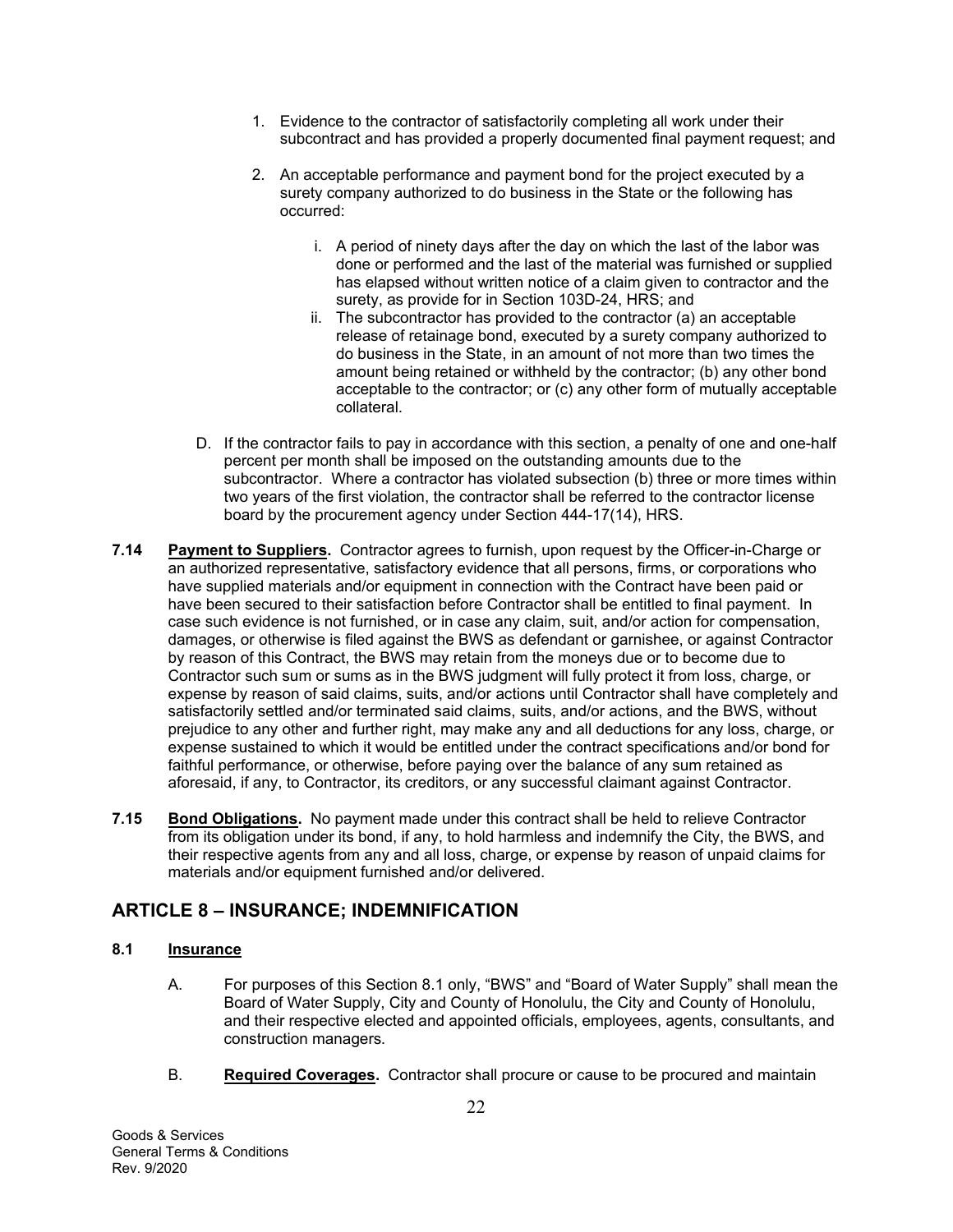1. Evidence to the contractor of satisfactorily completing all work under their subcontract and has provided a properly documented final payment request; and

2. An acceptable performance and payment bond for the project executed by a surety company authorized to do business in the State or the following has occurred:

   i. A period of ninety days after the day on which the last of the labor was done or performed and the last of the material was furnished or supplied has elapsed without written notice of a claim given to contractor and the surety, as provide for in Section 103D-24, HRS; and

   ii. The subcontractor has provided to the contractor (a) an acceptable release of retainage bond, executed by a surety company authorized to do business in the State, in an amount of not more than two times the amount being retained or withheld by the contractor; (b) any other bond acceptable to the contractor; or (c) any other form of mutually acceptable collateral.

D. If the contractor fails to pay in accordance with this section, a penalty of one and one-half percent per month shall be imposed on the outstanding amounts due to the subcontractor. Where a contractor has violated subsection (b) three or more times within two years of the first violation, the contractor shall be referred to the contractor license board by the procurement agency under Section 444-17(14), HRS.

**7.14** **Payment to Suppliers.** Contractor agrees to furnish, upon request by the Officer-in-Charge or an authorized representative, satisfactory evidence that all persons, firms, or corporations who have supplied materials and/or equipment in connection with the Contract have been paid or have been secured to their satisfaction before Contractor shall be entitled to final payment. In case such evidence is not furnished, or in case any claim, suit, and/or action for compensation, damages, or otherwise is filed against the BWS as defendant or garnishee, or against Contractor by reason of this Contract, the BWS may retain from the moneys due or to become due to Contractor such sum or sums as in the BWS judgment will fully protect it from loss, charge, or expense by reason of said claims, suits, and/or actions until Contractor shall have completely and satisfactorily settled and/or terminated said claims, suits, and/or actions, and the BWS, without prejudice to any other and further right, may make any and all deductions for any loss, charge, or expense sustained to which it would be entitled under the contract specifications and/or bond for faithful performance, or otherwise, before paying over the balance of any sum retained as aforesaid, if any, to Contractor, its creditors, or any successful claimant against Contractor.

**7.15** **Bond Obligations.** No payment made under this contract shall be held to relieve Contractor from its obligation under its bond, if any, to hold harmless and indemnify the City, the BWS, and their respective agents from any and all loss, charge, or expense by reason of unpaid claims for materials and/or equipment furnished and/or delivered.

## ARTICLE 8 – INSURANCE; INDEMNIFICATION

### 8.1 Insurance

A. For purposes of this Section 8.1 only, "BWS" and "Board of Water Supply" shall mean the Board of Water Supply, City and County of Honolulu, the City and County of Honolulu, and their respective elected and appointed officials, employees, agents, consultants, and construction managers.

B. **Required Coverages.** Contractor shall procure or cause to be procured and maintain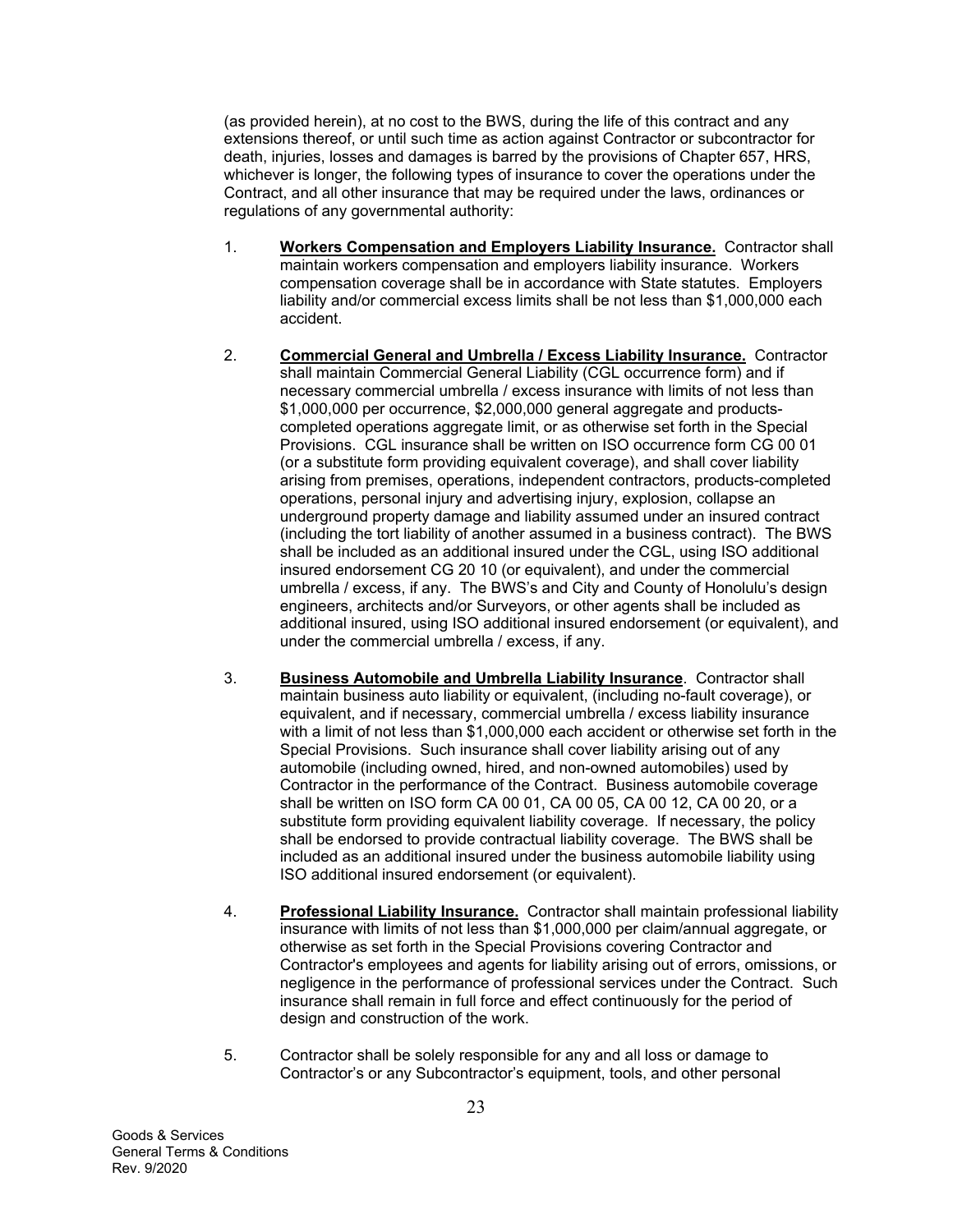(as provided herein), at no cost to the BWS, during the life of this contract and any extensions thereof, or until such time as action against Contractor or subcontractor for death, injuries, losses and damages is barred by the provisions of Chapter 657, HRS, whichever is longer, the following types of insurance to cover the operations under the Contract, and all other insurance that may be required under the laws, ordinances or regulations of any governmental authority:

1. **Workers Compensation and Employers Liability Insurance.** Contractor shall maintain workers compensation and employers liability insurance. Workers compensation coverage shall be in accordance with State statutes. Employers liability and/or commercial excess limits shall be not less than $1,000,000 each accident.

2. **Commercial General and Umbrella / Excess Liability Insurance.** Contractor shall maintain Commercial General Liability (CGL occurrence form) and if necessary commercial umbrella / excess insurance with limits of not less than $1,000,000 per occurrence, $2,000,000 general aggregate and products-completed operations aggregate limit, or as otherwise set forth in the Special Provisions. CGL insurance shall be written on ISO occurrence form CG 00 01 (or a substitute form providing equivalent coverage), and shall cover liability arising from premises, operations, independent contractors, products-completed operations, personal injury and advertising injury, explosion, collapse an underground property damage and liability assumed under an insured contract (including the tort liability of another assumed in a business contract). The BWS shall be included as an additional insured under the CGL, using ISO additional insured endorsement CG 20 10 (or equivalent), and under the commercial umbrella / excess, if any. The BWS's and City and County of Honolulu's design engineers, architects and/or Surveyors, or other agents shall be included as additional insured, using ISO additional insured endorsement (or equivalent), and under the commercial umbrella / excess, if any.

3. **Business Automobile and Umbrella Liability Insurance**. Contractor shall maintain business auto liability or equivalent, (including no-fault coverage), or equivalent, and if necessary, commercial umbrella / excess liability insurance with a limit of not less than $1,000,000 each accident or otherwise set forth in the Special Provisions. Such insurance shall cover liability arising out of any automobile (including owned, hired, and non-owned automobiles) used by Contractor in the performance of the Contract. Business automobile coverage shall be written on ISO form CA 00 01, CA 00 05, CA 00 12, CA 00 20, or a substitute form providing equivalent liability coverage. If necessary, the policy shall be endorsed to provide contractual liability coverage. The BWS shall be included as an additional insured under the business automobile liability using ISO additional insured endorsement (or equivalent).

4. **Professional Liability Insurance.** Contractor shall maintain professional liability insurance with limits of not less than $1,000,000 per claim/annual aggregate, or otherwise as set forth in the Special Provisions covering Contractor and Contractor's employees and agents for liability arising out of errors, omissions, or negligence in the performance of professional services under the Contract. Such insurance shall remain in full force and effect continuously for the period of design and construction of the work.

5. Contractor shall be solely responsible for any and all loss or damage to Contractor's or any Subcontractor's equipment, tools, and other personal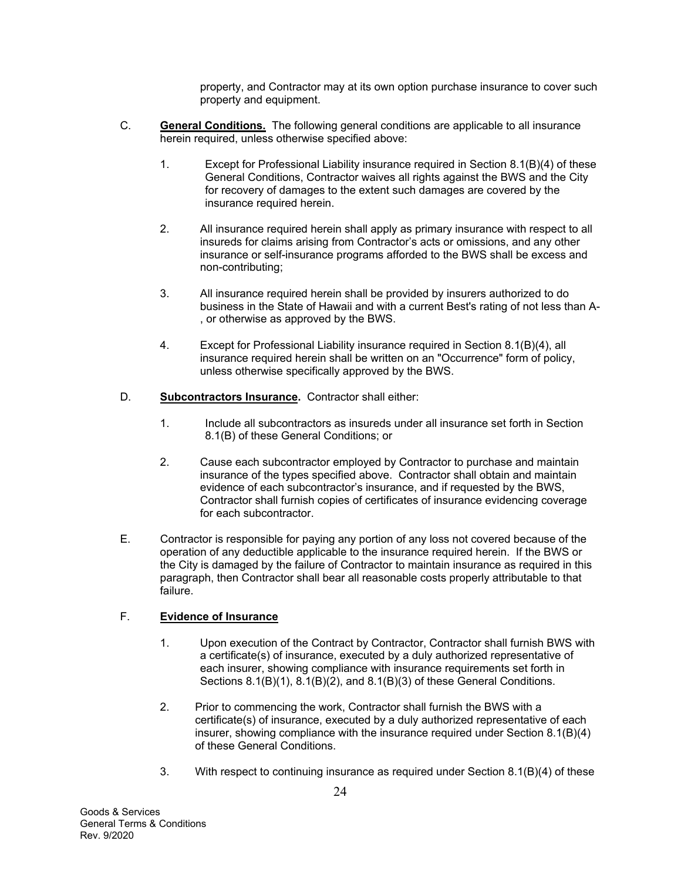property, and Contractor may at its own option purchase insurance to cover such property and equipment.

C. **General Conditions.** The following general conditions are applicable to all insurance herein required, unless otherwise specified above:

1. Except for Professional Liability insurance required in Section 8.1(B)(4) of these General Conditions, Contractor waives all rights against the BWS and the City for recovery of damages to the extent such damages are covered by the insurance required herein.

2. All insurance required herein shall apply as primary insurance with respect to all insureds for claims arising from Contractor's acts or omissions, and any other insurance or self-insurance programs afforded to the BWS shall be excess and non-contributing;

3. All insurance required herein shall be provided by insurers authorized to do business in the State of Hawaii and with a current Best's rating of not less than A-, or otherwise as approved by the BWS.

4. Except for Professional Liability insurance required in Section 8.1(B)(4), all insurance required herein shall be written on an "Occurrence" form of policy, unless otherwise specifically approved by the BWS.

D. **Subcontractors Insurance.** Contractor shall either:

1. Include all subcontractors as insureds under all insurance set forth in Section 8.1(B) of these General Conditions; or

2. Cause each subcontractor employed by Contractor to purchase and maintain insurance of the types specified above. Contractor shall obtain and maintain evidence of each subcontractor's insurance, and if requested by the BWS, Contractor shall furnish copies of certificates of insurance evidencing coverage for each subcontractor.

E. Contractor is responsible for paying any portion of any loss not covered because of the operation of any deductible applicable to the insurance required herein. If the BWS or the City is damaged by the failure of Contractor to maintain insurance as required in this paragraph, then Contractor shall bear all reasonable costs properly attributable to that failure.

F. **Evidence of Insurance**

1. Upon execution of the Contract by Contractor, Contractor shall furnish BWS with a certificate(s) of insurance, executed by a duly authorized representative of each insurer, showing compliance with insurance requirements set forth in Sections 8.1(B)(1), 8.1(B)(2), and 8.1(B)(3) of these General Conditions.

2. Prior to commencing the work, Contractor shall furnish the BWS with a certificate(s) of insurance, executed by a duly authorized representative of each insurer, showing compliance with the insurance required under Section 8.1(B)(4) of these General Conditions.

3. With respect to continuing insurance as required under Section 8.1(B)(4) of these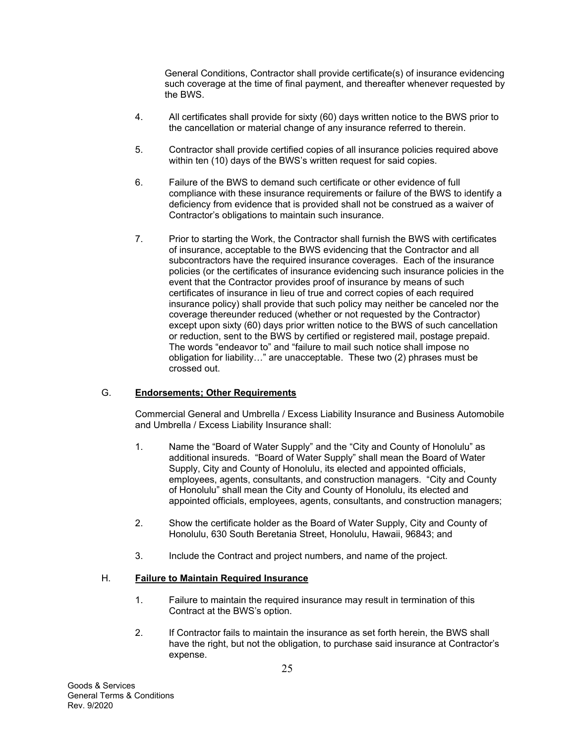General Conditions, Contractor shall provide certificate(s) of insurance evidencing such coverage at the time of final payment, and thereafter whenever requested by the BWS.

4. All certificates shall provide for sixty (60) days written notice to the BWS prior to the cancellation or material change of any insurance referred to therein.

5. Contractor shall provide certified copies of all insurance policies required above within ten (10) days of the BWS's written request for said copies.

6. Failure of the BWS to demand such certificate or other evidence of full compliance with these insurance requirements or failure of the BWS to identify a deficiency from evidence that is provided shall not be construed as a waiver of Contractor's obligations to maintain such insurance.

7. Prior to starting the Work, the Contractor shall furnish the BWS with certificates of insurance, acceptable to the BWS evidencing that the Contractor and all subcontractors have the required insurance coverages. Each of the insurance policies (or the certificates of insurance evidencing such insurance policies in the event that the Contractor provides proof of insurance by means of such certificates of insurance in lieu of true and correct copies of each required insurance policy) shall provide that such policy may neither be canceled nor the coverage thereunder reduced (whether or not requested by the Contractor) except upon sixty (60) days prior written notice to the BWS of such cancellation or reduction, sent to the BWS by certified or registered mail, postage prepaid. The words "endeavor to" and "failure to mail such notice shall impose no obligation for liability…" are unacceptable. These two (2) phrases must be crossed out.

G. **Endorsements; Other Requirements**

Commercial General and Umbrella / Excess Liability Insurance and Business Automobile and Umbrella / Excess Liability Insurance shall:

1. Name the "Board of Water Supply" and the "City and County of Honolulu" as additional insureds. "Board of Water Supply" shall mean the Board of Water Supply, City and County of Honolulu, its elected and appointed officials, employees, agents, consultants, and construction managers. "City and County of Honolulu" shall mean the City and County of Honolulu, its elected and appointed officials, employees, agents, consultants, and construction managers;

2. Show the certificate holder as the Board of Water Supply, City and County of Honolulu, 630 South Beretania Street, Honolulu, Hawaii, 96843; and

3. Include the Contract and project numbers, and name of the project.

H. **Failure to Maintain Required Insurance**

1. Failure to maintain the required insurance may result in termination of this Contract at the BWS's option.

2. If Contractor fails to maintain the insurance as set forth herein, the BWS shall have the right, but not the obligation, to purchase said insurance at Contractor's expense.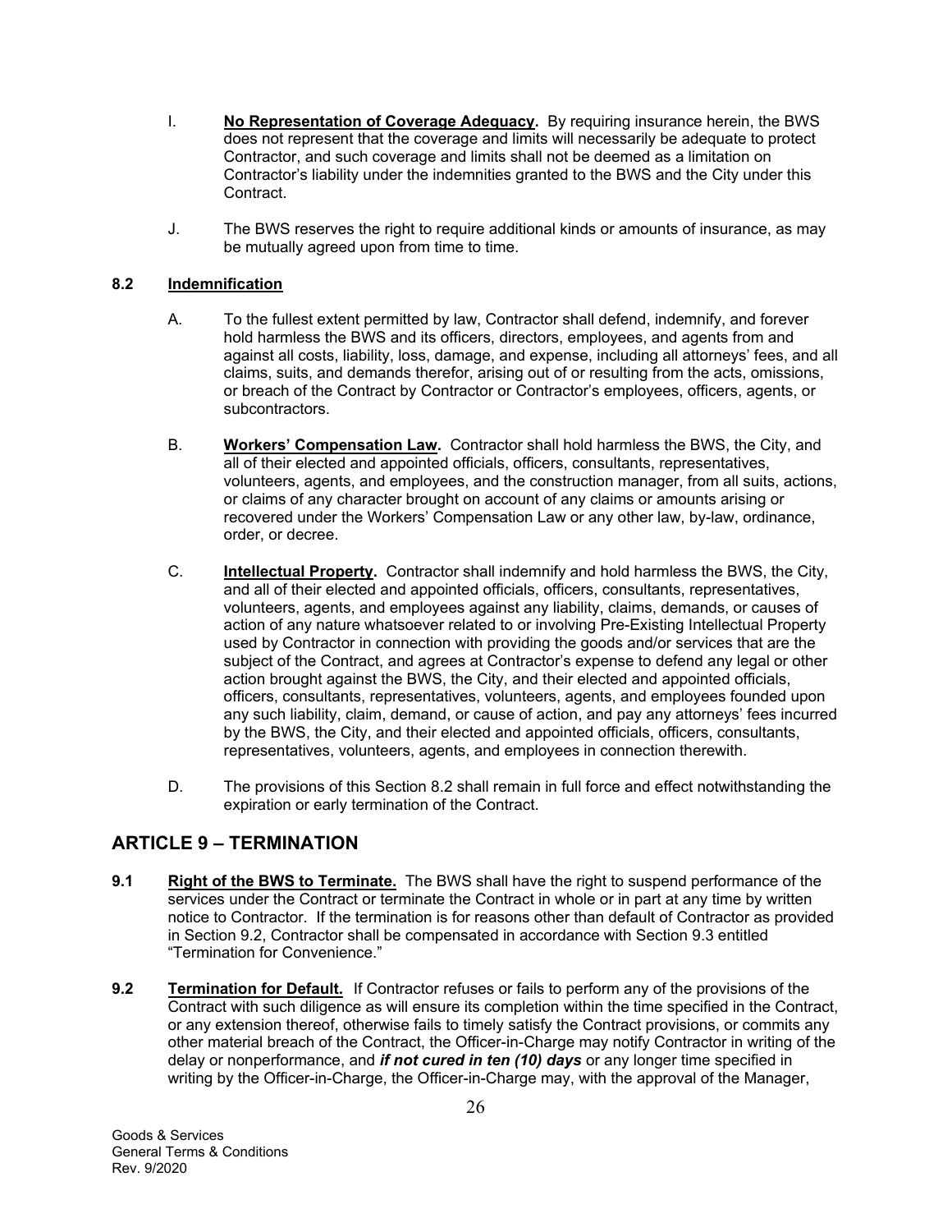I. **No Representation of Coverage Adequacy.** By requiring insurance herein, the BWS does not represent that the coverage and limits will necessarily be adequate to protect Contractor, and such coverage and limits shall not be deemed as a limitation on Contractor's liability under the indemnities granted to the BWS and the City under this Contract.

J. The BWS reserves the right to require additional kinds or amounts of insurance, as may be mutually agreed upon from time to time.

**8.2 Indemnification**

A. To the fullest extent permitted by law, Contractor shall defend, indemnify, and forever hold harmless the BWS and its officers, directors, employees, and agents from and against all costs, liability, loss, damage, and expense, including all attorneys' fees, and all claims, suits, and demands therefor, arising out of or resulting from the acts, omissions, or breach of the Contract by Contractor or Contractor's employees, officers, agents, or subcontractors.

B. **Workers' Compensation Law.** Contractor shall hold harmless the BWS, the City, and all of their elected and appointed officials, officers, consultants, representatives, volunteers, agents, and employees, and the construction manager, from all suits, actions, or claims of any character brought on account of any claims or amounts arising or recovered under the Workers' Compensation Law or any other law, by-law, ordinance, order, or decree.

C. **Intellectual Property.** Contractor shall indemnify and hold harmless the BWS, the City, and all of their elected and appointed officials, officers, consultants, representatives, volunteers, agents, and employees against any liability, claims, demands, or causes of action of any nature whatsoever related to or involving Pre-Existing Intellectual Property used by Contractor in connection with providing the goods and/or services that are the subject of the Contract, and agrees at Contractor's expense to defend any legal or other action brought against the BWS, the City, and their elected and appointed officials, officers, consultants, representatives, volunteers, agents, and employees founded upon any such liability, claim, demand, or cause of action, and pay any attorneys' fees incurred by the BWS, the City, and their elected and appointed officials, officers, consultants, representatives, volunteers, agents, and employees in connection therewith.

D. The provisions of this Section 8.2 shall remain in full force and effect notwithstanding the expiration or early termination of the Contract.

## ARTICLE 9 – TERMINATION

**9.1 Right of the BWS to Terminate.** The BWS shall have the right to suspend performance of the services under the Contract or terminate the Contract in whole or in part at any time by written notice to Contractor. If the termination is for reasons other than default of Contractor as provided in Section 9.2, Contractor shall be compensated in accordance with Section 9.3 entitled "Termination for Convenience."

**9.2 Termination for Default.** If Contractor refuses or fails to perform any of the provisions of the Contract with such diligence as will ensure its completion within the time specified in the Contract, or any extension thereof, otherwise fails to timely satisfy the Contract provisions, or commits any other material breach of the Contract, the Officer-in-Charge may notify Contractor in writing of the delay or nonperformance, and ***if not cured in ten (10) days*** or any longer time specified in writing by the Officer-in-Charge, the Officer-in-Charge may, with the approval of the Manager,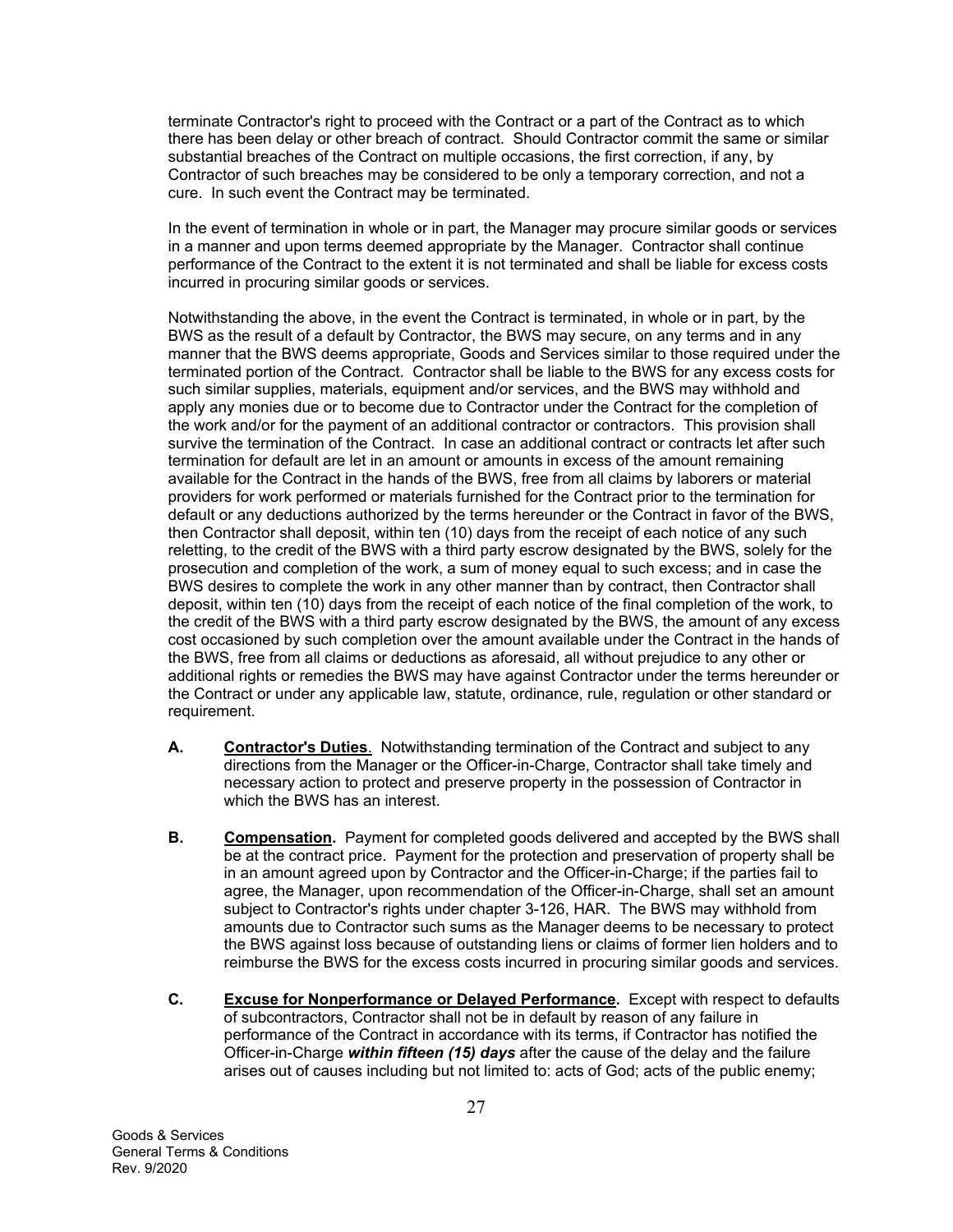terminate Contractor's right to proceed with the Contract or a part of the Contract as to which there has been delay or other breach of contract. Should Contractor commit the same or similar substantial breaches of the Contract on multiple occasions, the first correction, if any, by Contractor of such breaches may be considered to be only a temporary correction, and not a cure. In such event the Contract may be terminated.

In the event of termination in whole or in part, the Manager may procure similar goods or services in a manner and upon terms deemed appropriate by the Manager. Contractor shall continue performance of the Contract to the extent it is not terminated and shall be liable for excess costs incurred in procuring similar goods or services.

Notwithstanding the above, in the event the Contract is terminated, in whole or in part, by the BWS as the result of a default by Contractor, the BWS may secure, on any terms and in any manner that the BWS deems appropriate, Goods and Services similar to those required under the terminated portion of the Contract. Contractor shall be liable to the BWS for any excess costs for such similar supplies, materials, equipment and/or services, and the BWS may withhold and apply any monies due or to become due to Contractor under the Contract for the completion of the work and/or for the payment of an additional contractor or contractors. This provision shall survive the termination of the Contract. In case an additional contract or contracts let after such termination for default are let in an amount or amounts in excess of the amount remaining available for the Contract in the hands of the BWS, free from all claims by laborers or material providers for work performed or materials furnished for the Contract prior to the termination for default or any deductions authorized by the terms hereunder or the Contract in favor of the BWS, then Contractor shall deposit, within ten (10) days from the receipt of each notice of any such reletting, to the credit of the BWS with a third party escrow designated by the BWS, solely for the prosecution and completion of the work, a sum of money equal to such excess; and in case the BWS desires to complete the work in any other manner than by contract, then Contractor shall deposit, within ten (10) days from the receipt of each notice of the final completion of the work, to the credit of the BWS with a third party escrow designated by the BWS, the amount of any excess cost occasioned by such completion over the amount available under the Contract in the hands of the BWS, free from all claims or deductions as aforesaid, all without prejudice to any other or additional rights or remedies the BWS may have against Contractor under the terms hereunder or the Contract or under any applicable law, statute, ordinance, rule, regulation or other standard or requirement.

**A.** **Contractor's Duties**. Notwithstanding termination of the Contract and subject to any directions from the Manager or the Officer-in-Charge, Contractor shall take timely and necessary action to protect and preserve property in the possession of Contractor in which the BWS has an interest.

**B.** **Compensation.** Payment for completed goods delivered and accepted by the BWS shall be at the contract price. Payment for the protection and preservation of property shall be in an amount agreed upon by Contractor and the Officer-in-Charge; if the parties fail to agree, the Manager, upon recommendation of the Officer-in-Charge, shall set an amount subject to Contractor's rights under chapter 3-126, HAR. The BWS may withhold from amounts due to Contractor such sums as the Manager deems to be necessary to protect the BWS against loss because of outstanding liens or claims of former lien holders and to reimburse the BWS for the excess costs incurred in procuring similar goods and services.

**C.** **Excuse for Nonperformance or Delayed Performance.** Except with respect to defaults of subcontractors, Contractor shall not be in default by reason of any failure in performance of the Contract in accordance with its terms, if Contractor has notified the Officer-in-Charge ***within fifteen (15) days*** after the cause of the delay and the failure arises out of causes including but not limited to: acts of God; acts of the public enemy;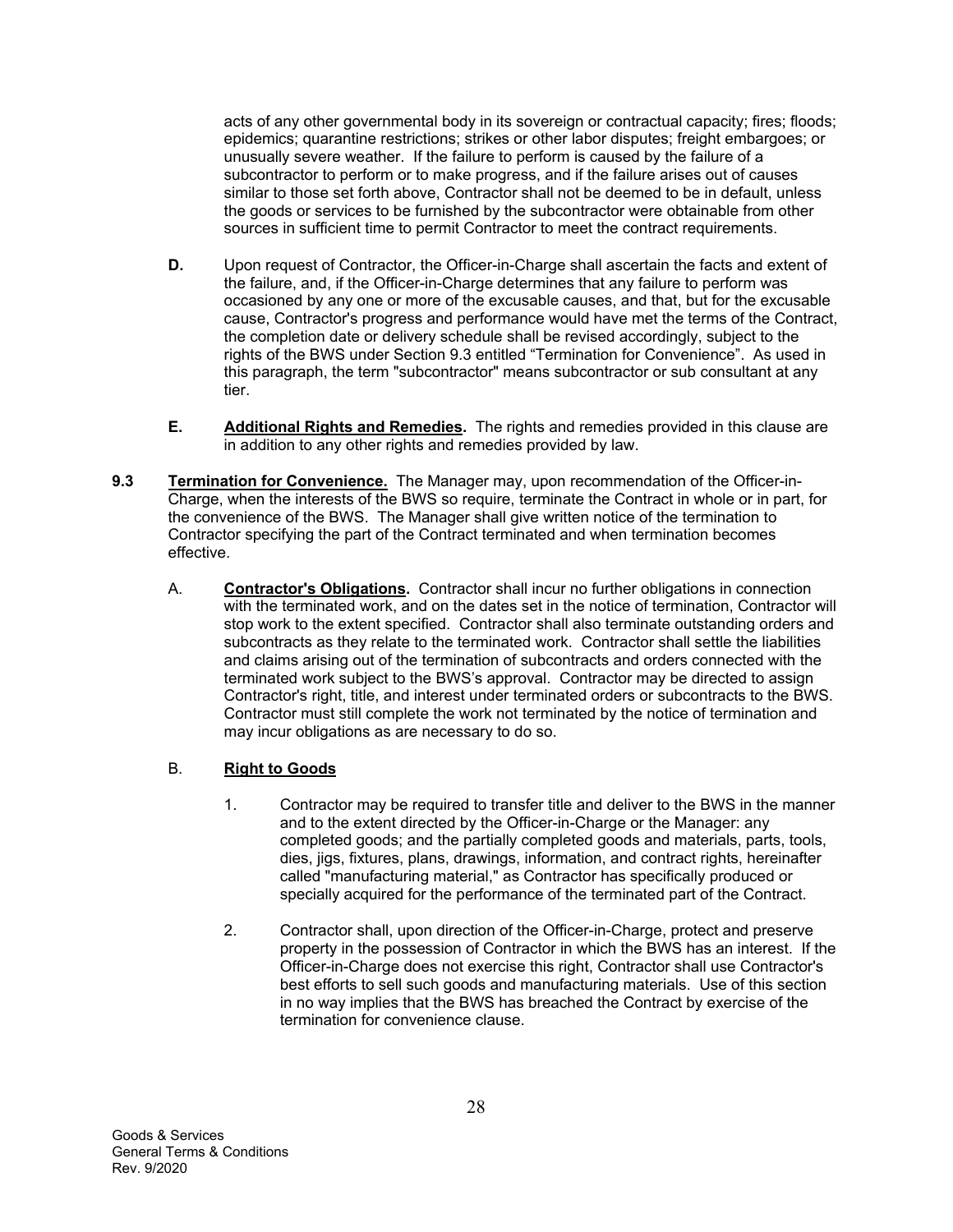acts of any other governmental body in its sovereign or contractual capacity; fires; floods; epidemics; quarantine restrictions; strikes or other labor disputes; freight embargoes; or unusually severe weather. If the failure to perform is caused by the failure of a subcontractor to perform or to make progress, and if the failure arises out of causes similar to those set forth above, Contractor shall not be deemed to be in default, unless the goods or services to be furnished by the subcontractor were obtainable from other sources in sufficient time to permit Contractor to meet the contract requirements.

**D.** Upon request of Contractor, the Officer-in-Charge shall ascertain the facts and extent of the failure, and, if the Officer-in-Charge determines that any failure to perform was occasioned by any one or more of the excusable causes, and that, but for the excusable cause, Contractor's progress and performance would have met the terms of the Contract, the completion date or delivery schedule shall be revised accordingly, subject to the rights of the BWS under Section 9.3 entitled "Termination for Convenience". As used in this paragraph, the term "subcontractor" means subcontractor or sub consultant at any tier.

**E.** **Additional Rights and Remedies.** The rights and remedies provided in this clause are in addition to any other rights and remedies provided by law.

**9.3** **Termination for Convenience.** The Manager may, upon recommendation of the Officer-in-Charge, when the interests of the BWS so require, terminate the Contract in whole or in part, for the convenience of the BWS. The Manager shall give written notice of the termination to Contractor specifying the part of the Contract terminated and when termination becomes effective.

A. **Contractor's Obligations.** Contractor shall incur no further obligations in connection with the terminated work, and on the dates set in the notice of termination, Contractor will stop work to the extent specified. Contractor shall also terminate outstanding orders and subcontracts as they relate to the terminated work. Contractor shall settle the liabilities and claims arising out of the termination of subcontracts and orders connected with the terminated work subject to the BWS's approval. Contractor may be directed to assign Contractor's right, title, and interest under terminated orders or subcontracts to the BWS. Contractor must still complete the work not terminated by the notice of termination and may incur obligations as are necessary to do so.

B. **Right to Goods**

1. Contractor may be required to transfer title and deliver to the BWS in the manner and to the extent directed by the Officer-in-Charge or the Manager: any completed goods; and the partially completed goods and materials, parts, tools, dies, jigs, fixtures, plans, drawings, information, and contract rights, hereinafter called "manufacturing material," as Contractor has specifically produced or specially acquired for the performance of the terminated part of the Contract.

2. Contractor shall, upon direction of the Officer-in-Charge, protect and preserve property in the possession of Contractor in which the BWS has an interest. If the Officer-in-Charge does not exercise this right, Contractor shall use Contractor's best efforts to sell such goods and manufacturing materials. Use of this section in no way implies that the BWS has breached the Contract by exercise of the termination for convenience clause.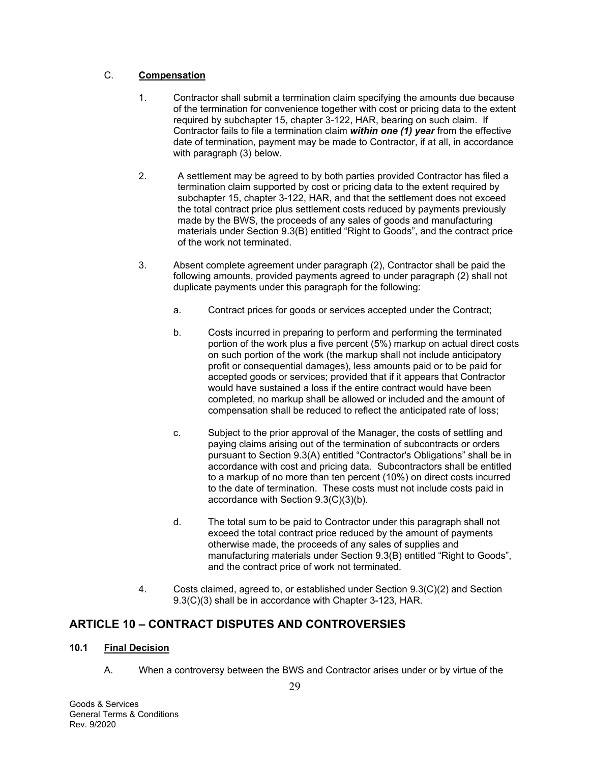C. **Compensation**

1. Contractor shall submit a termination claim specifying the amounts due because of the termination for convenience together with cost or pricing data to the extent required by subchapter 15, chapter 3-122, HAR, bearing on such claim. If Contractor fails to file a termination claim ***within one (1) year*** from the effective date of termination, payment may be made to Contractor, if at all, in accordance with paragraph (3) below.

2. A settlement may be agreed to by both parties provided Contractor has filed a termination claim supported by cost or pricing data to the extent required by subchapter 15, chapter 3-122, HAR, and that the settlement does not exceed the total contract price plus settlement costs reduced by payments previously made by the BWS, the proceeds of any sales of goods and manufacturing materials under Section 9.3(B) entitled "Right to Goods", and the contract price of the work not terminated.

3. Absent complete agreement under paragraph (2), Contractor shall be paid the following amounts, provided payments agreed to under paragraph (2) shall not duplicate payments under this paragraph for the following:

   a. Contract prices for goods or services accepted under the Contract;

   b. Costs incurred in preparing to perform and performing the terminated portion of the work plus a five percent (5%) markup on actual direct costs on such portion of the work (the markup shall not include anticipatory profit or consequential damages), less amounts paid or to be paid for accepted goods or services; provided that if it appears that Contractor would have sustained a loss if the entire contract would have been completed, no markup shall be allowed or included and the amount of compensation shall be reduced to reflect the anticipated rate of loss;

   c. Subject to the prior approval of the Manager, the costs of settling and paying claims arising out of the termination of subcontracts or orders pursuant to Section 9.3(A) entitled "Contractor's Obligations" shall be in accordance with cost and pricing data. Subcontractors shall be entitled to a markup of no more than ten percent (10%) on direct costs incurred to the date of termination. These costs must not include costs paid in accordance with Section 9.3(C)(3)(b).

   d. The total sum to be paid to Contractor under this paragraph shall not exceed the total contract price reduced by the amount of payments otherwise made, the proceeds of any sales of supplies and manufacturing materials under Section 9.3(B) entitled "Right to Goods", and the contract price of work not terminated.

4. Costs claimed, agreed to, or established under Section 9.3(C)(2) and Section 9.3(C)(3) shall be in accordance with Chapter 3-123, HAR.

## ARTICLE 10 – CONTRACT DISPUTES AND CONTROVERSIES

### 10.1 Final Decision

A. When a controversy between the BWS and Contractor arises under or by virtue of the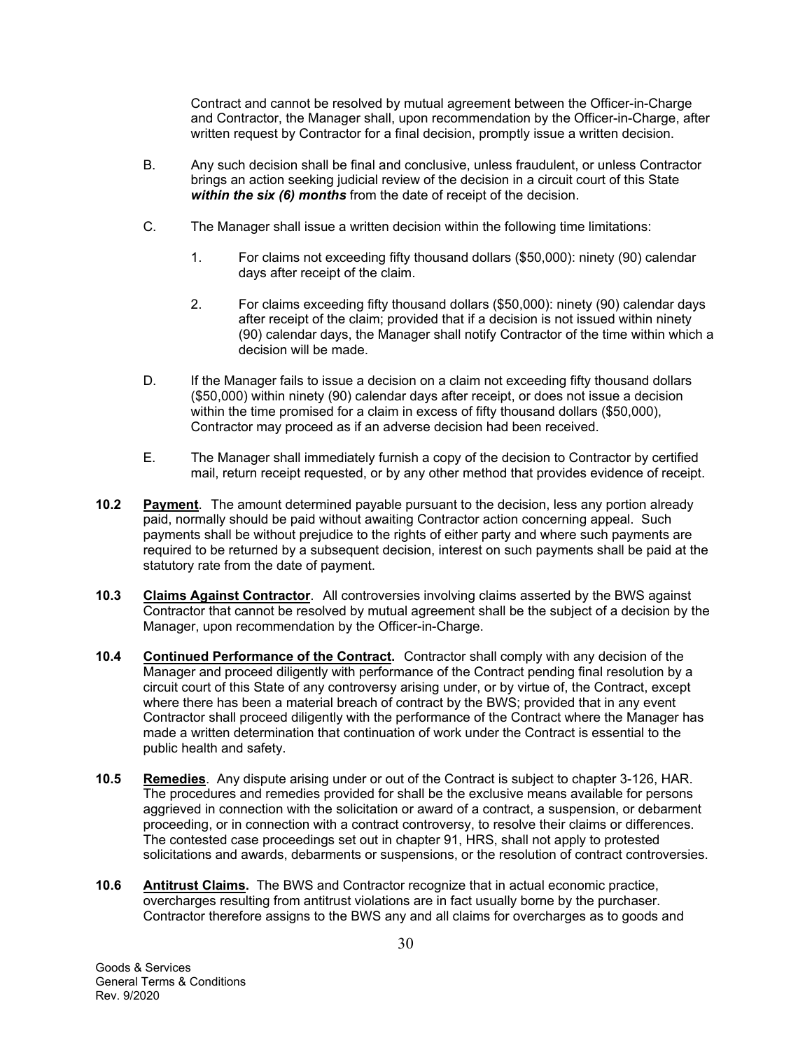Contract and cannot be resolved by mutual agreement between the Officer-in-Charge and Contractor, the Manager shall, upon recommendation by the Officer-in-Charge, after written request by Contractor for a final decision, promptly issue a written decision.

B. Any such decision shall be final and conclusive, unless fraudulent, or unless Contractor brings an action seeking judicial review of the decision in a circuit court of this State ***within the six (6) months*** from the date of receipt of the decision.

C. The Manager shall issue a written decision within the following time limitations:

1. For claims not exceeding fifty thousand dollars ($50,000): ninety (90) calendar days after receipt of the claim.

2. For claims exceeding fifty thousand dollars ($50,000): ninety (90) calendar days after receipt of the claim; provided that if a decision is not issued within ninety (90) calendar days, the Manager shall notify Contractor of the time within which a decision will be made.

D. If the Manager fails to issue a decision on a claim not exceeding fifty thousand dollars ($50,000) within ninety (90) calendar days after receipt, or does not issue a decision within the time promised for a claim in excess of fifty thousand dollars ($50,000), Contractor may proceed as if an adverse decision had been received.

E. The Manager shall immediately furnish a copy of the decision to Contractor by certified mail, return receipt requested, or by any other method that provides evidence of receipt.

**10.2** **Payment**. The amount determined payable pursuant to the decision, less any portion already paid, normally should be paid without awaiting Contractor action concerning appeal. Such payments shall be without prejudice to the rights of either party and where such payments are required to be returned by a subsequent decision, interest on such payments shall be paid at the statutory rate from the date of payment.

**10.3** **Claims Against Contractor**. All controversies involving claims asserted by the BWS against Contractor that cannot be resolved by mutual agreement shall be the subject of a decision by the Manager, upon recommendation by the Officer-in-Charge.

**10.4** **Continued Performance of the Contract.** Contractor shall comply with any decision of the Manager and proceed diligently with performance of the Contract pending final resolution by a circuit court of this State of any controversy arising under, or by virtue of, the Contract, except where there has been a material breach of contract by the BWS; provided that in any event Contractor shall proceed diligently with the performance of the Contract where the Manager has made a written determination that continuation of work under the Contract is essential to the public health and safety.

**10.5** **Remedies**. Any dispute arising under or out of the Contract is subject to chapter 3-126, HAR. The procedures and remedies provided for shall be the exclusive means available for persons aggrieved in connection with the solicitation or award of a contract, a suspension, or debarment proceeding, or in connection with a contract controversy, to resolve their claims or differences. The contested case proceedings set out in chapter 91, HRS, shall not apply to protested solicitations and awards, debarments or suspensions, or the resolution of contract controversies.

**10.6** **Antitrust Claims.** The BWS and Contractor recognize that in actual economic practice, overcharges resulting from antitrust violations are in fact usually borne by the purchaser. Contractor therefore assigns to the BWS any and all claims for overcharges as to goods and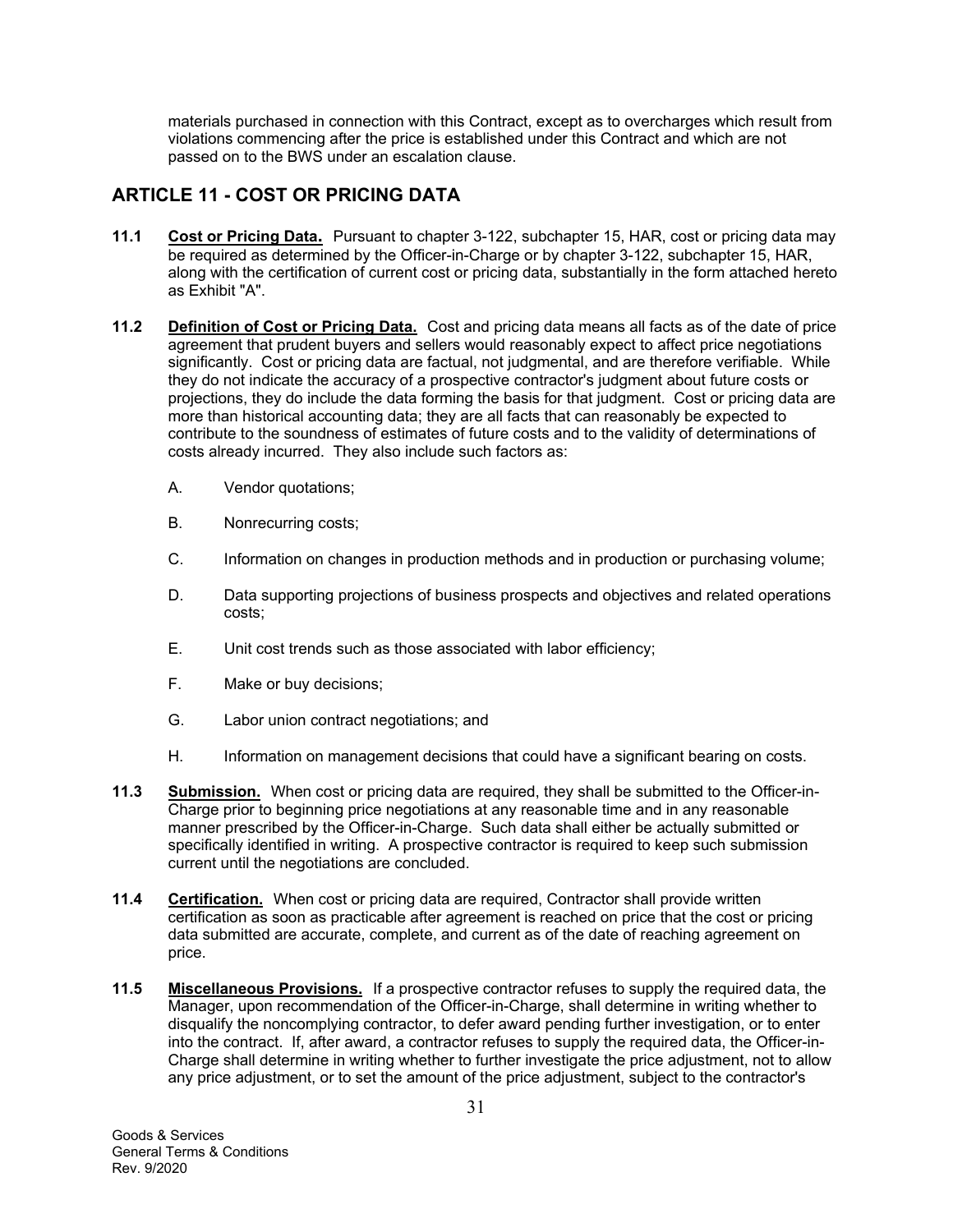materials purchased in connection with this Contract, except as to overcharges which result from violations commencing after the price is established under this Contract and which are not passed on to the BWS under an escalation clause.

## ARTICLE 11 - COST OR PRICING DATA

**11.1** **Cost or Pricing Data.** Pursuant to chapter 3-122, subchapter 15, HAR, cost or pricing data may be required as determined by the Officer-in-Charge or by chapter 3-122, subchapter 15, HAR, along with the certification of current cost or pricing data, substantially in the form attached hereto as Exhibit "A".

**11.2** **Definition of Cost or Pricing Data.** Cost and pricing data means all facts as of the date of price agreement that prudent buyers and sellers would reasonably expect to affect price negotiations significantly. Cost or pricing data are factual, not judgmental, and are therefore verifiable. While they do not indicate the accuracy of a prospective contractor's judgment about future costs or projections, they do include the data forming the basis for that judgment. Cost or pricing data are more than historical accounting data; they are all facts that can reasonably be expected to contribute to the soundness of estimates of future costs and to the validity of determinations of costs already incurred. They also include such factors as:

A. Vendor quotations;

B. Nonrecurring costs;

C. Information on changes in production methods and in production or purchasing volume;

D. Data supporting projections of business prospects and objectives and related operations costs;

E. Unit cost trends such as those associated with labor efficiency;

F. Make or buy decisions;

G. Labor union contract negotiations; and

H. Information on management decisions that could have a significant bearing on costs.

**11.3** **Submission.** When cost or pricing data are required, they shall be submitted to the Officer-in-Charge prior to beginning price negotiations at any reasonable time and in any reasonable manner prescribed by the Officer-in-Charge. Such data shall either be actually submitted or specifically identified in writing. A prospective contractor is required to keep such submission current until the negotiations are concluded.

**11.4** **Certification.** When cost or pricing data are required, Contractor shall provide written certification as soon as practicable after agreement is reached on price that the cost or pricing data submitted are accurate, complete, and current as of the date of reaching agreement on price.

**11.5** **Miscellaneous Provisions.** If a prospective contractor refuses to supply the required data, the Manager, upon recommendation of the Officer-in-Charge, shall determine in writing whether to disqualify the noncomplying contractor, to defer award pending further investigation, or to enter into the contract. If, after award, a contractor refuses to supply the required data, the Officer-in-Charge shall determine in writing whether to further investigate the price adjustment, not to allow any price adjustment, or to set the amount of the price adjustment, subject to the contractor's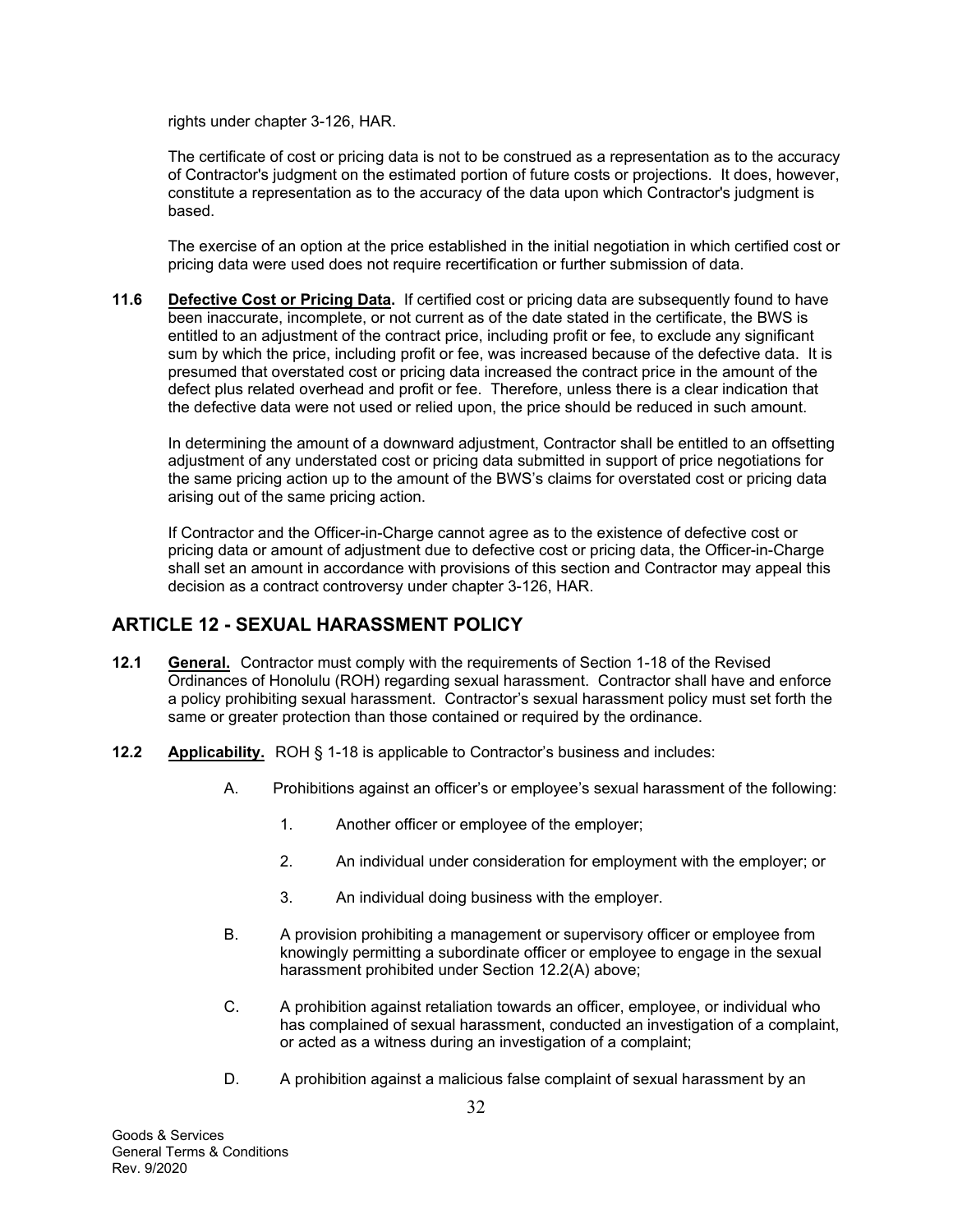rights under chapter 3-126, HAR.

The certificate of cost or pricing data is not to be construed as a representation as to the accuracy of Contractor's judgment on the estimated portion of future costs or projections. It does, however, constitute a representation as to the accuracy of the data upon which Contractor's judgment is based.

The exercise of an option at the price established in the initial negotiation in which certified cost or pricing data were used does not require recertification or further submission of data.

**11.6** **Defective Cost or Pricing Data.** If certified cost or pricing data are subsequently found to have been inaccurate, incomplete, or not current as of the date stated in the certificate, the BWS is entitled to an adjustment of the contract price, including profit or fee, to exclude any significant sum by which the price, including profit or fee, was increased because of the defective data. It is presumed that overstated cost or pricing data increased the contract price in the amount of the defect plus related overhead and profit or fee. Therefore, unless there is a clear indication that the defective data were not used or relied upon, the price should be reduced in such amount.

In determining the amount of a downward adjustment, Contractor shall be entitled to an offsetting adjustment of any understated cost or pricing data submitted in support of price negotiations for the same pricing action up to the amount of the BWS's claims for overstated cost or pricing data arising out of the same pricing action.

If Contractor and the Officer-in-Charge cannot agree as to the existence of defective cost or pricing data or amount of adjustment due to defective cost or pricing data, the Officer-in-Charge shall set an amount in accordance with provisions of this section and Contractor may appeal this decision as a contract controversy under chapter 3-126, HAR.

## ARTICLE 12 - SEXUAL HARASSMENT POLICY

**12.1** **General.** Contractor must comply with the requirements of Section 1-18 of the Revised Ordinances of Honolulu (ROH) regarding sexual harassment. Contractor shall have and enforce a policy prohibiting sexual harassment. Contractor's sexual harassment policy must set forth the same or greater protection than those contained or required by the ordinance.

**12.2** **Applicability.** ROH § 1-18 is applicable to Contractor's business and includes:

A. Prohibitions against an officer's or employee's sexual harassment of the following:

1. Another officer or employee of the employer;
2. An individual under consideration for employment with the employer; or
3. An individual doing business with the employer.

B. A provision prohibiting a management or supervisory officer or employee from knowingly permitting a subordinate officer or employee to engage in the sexual harassment prohibited under Section 12.2(A) above;

C. A prohibition against retaliation towards an officer, employee, or individual who has complained of sexual harassment, conducted an investigation of a complaint, or acted as a witness during an investigation of a complaint;

D. A prohibition against a malicious false complaint of sexual harassment by an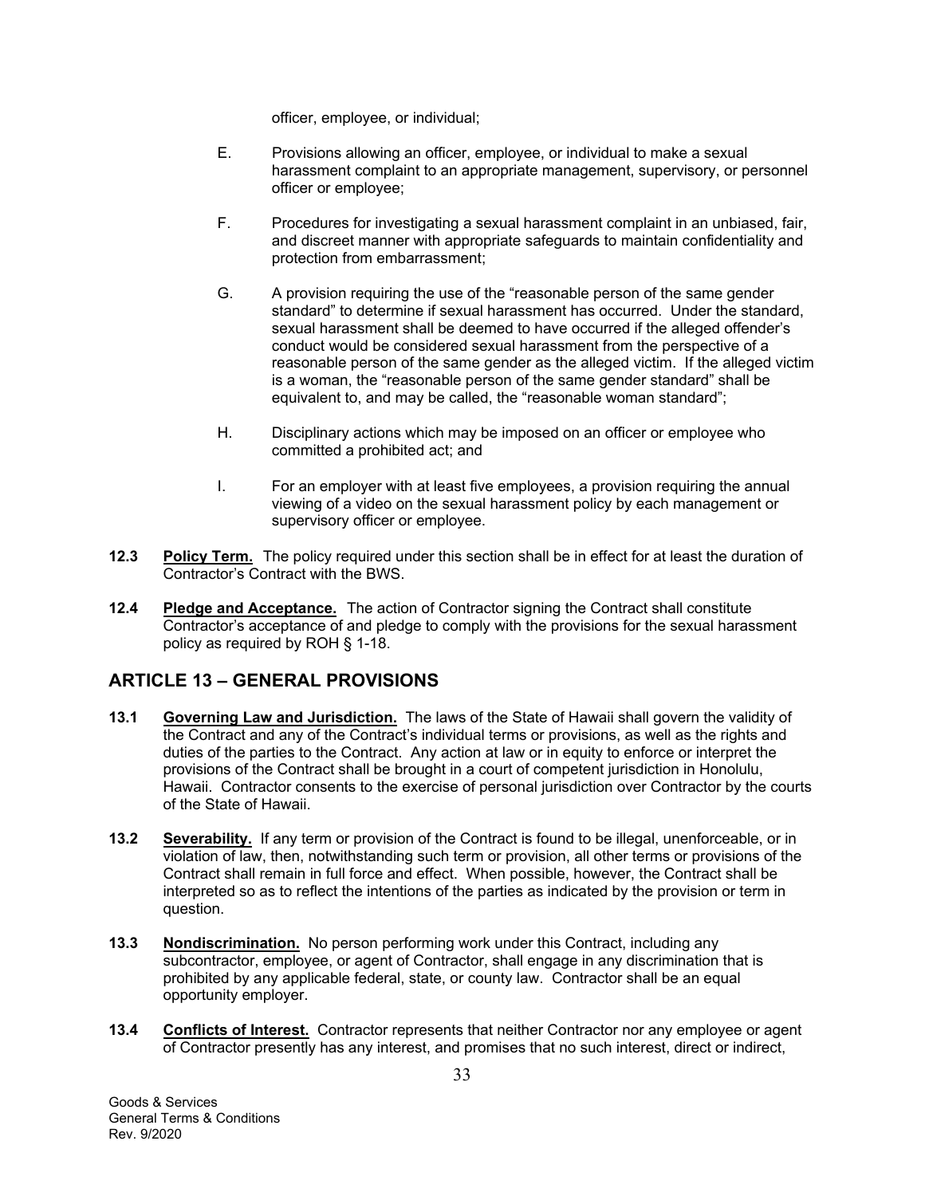officer, employee, or individual;

E. Provisions allowing an officer, employee, or individual to make a sexual harassment complaint to an appropriate management, supervisory, or personnel officer or employee;

F. Procedures for investigating a sexual harassment complaint in an unbiased, fair, and discreet manner with appropriate safeguards to maintain confidentiality and protection from embarrassment;

G. A provision requiring the use of the "reasonable person of the same gender standard" to determine if sexual harassment has occurred. Under the standard, sexual harassment shall be deemed to have occurred if the alleged offender's conduct would be considered sexual harassment from the perspective of a reasonable person of the same gender as the alleged victim. If the alleged victim is a woman, the "reasonable person of the same gender standard" shall be equivalent to, and may be called, the "reasonable woman standard";

H. Disciplinary actions which may be imposed on an officer or employee who committed a prohibited act; and

I. For an employer with at least five employees, a provision requiring the annual viewing of a video on the sexual harassment policy by each management or supervisory officer or employee.

**12.3 Policy Term.** The policy required under this section shall be in effect for at least the duration of Contractor's Contract with the BWS.

**12.4 Pledge and Acceptance.** The action of Contractor signing the Contract shall constitute Contractor's acceptance of and pledge to comply with the provisions for the sexual harassment policy as required by ROH § 1-18.

## ARTICLE 13 – GENERAL PROVISIONS

**13.1 Governing Law and Jurisdiction.** The laws of the State of Hawaii shall govern the validity of the Contract and any of the Contract's individual terms or provisions, as well as the rights and duties of the parties to the Contract. Any action at law or in equity to enforce or interpret the provisions of the Contract shall be brought in a court of competent jurisdiction in Honolulu, Hawaii. Contractor consents to the exercise of personal jurisdiction over Contractor by the courts of the State of Hawaii.

**13.2 Severability.** If any term or provision of the Contract is found to be illegal, unenforceable, or in violation of law, then, notwithstanding such term or provision, all other terms or provisions of the Contract shall remain in full force and effect. When possible, however, the Contract shall be interpreted so as to reflect the intentions of the parties as indicated by the provision or term in question.

**13.3 Nondiscrimination.** No person performing work under this Contract, including any subcontractor, employee, or agent of Contractor, shall engage in any discrimination that is prohibited by any applicable federal, state, or county law. Contractor shall be an equal opportunity employer.

**13.4 Conflicts of Interest.** Contractor represents that neither Contractor nor any employee or agent of Contractor presently has any interest, and promises that no such interest, direct or indirect,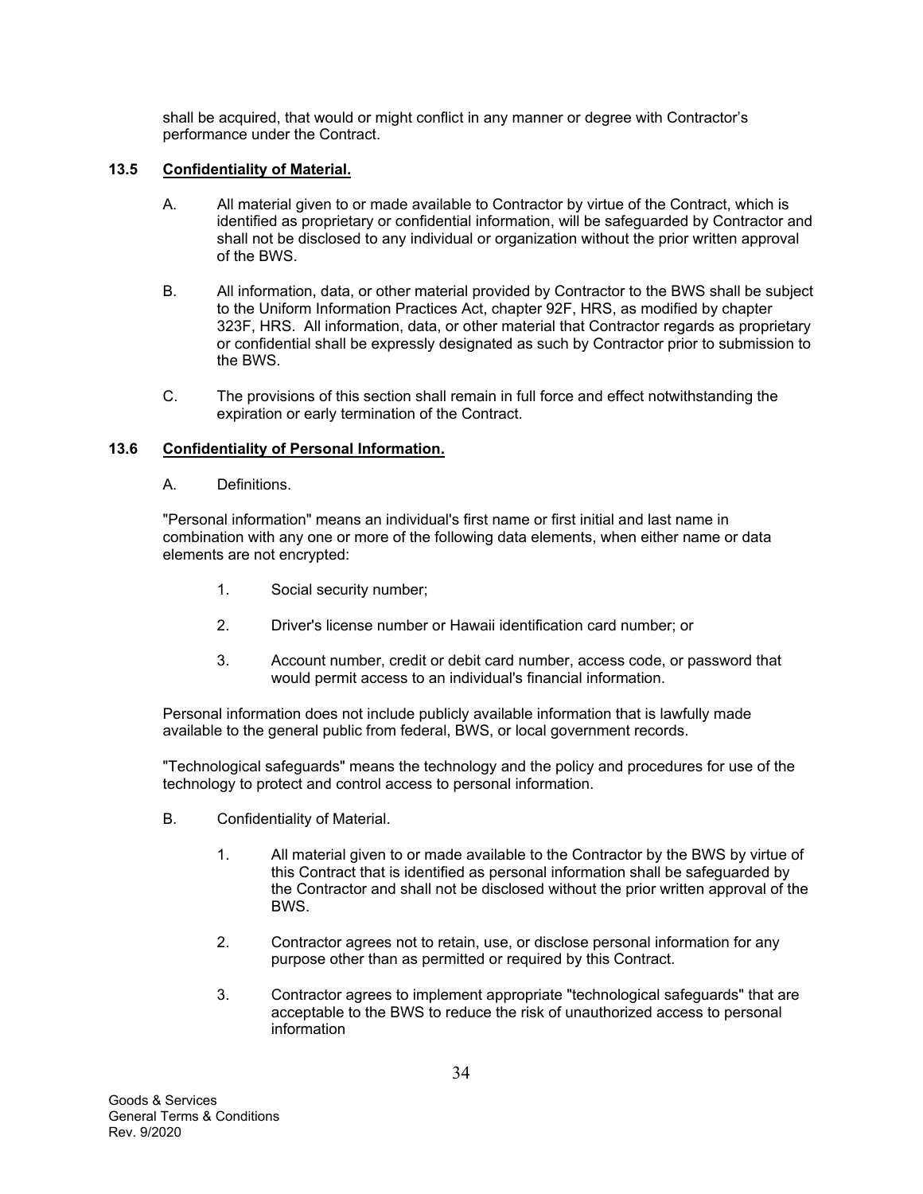shall be acquired, that would or might conflict in any manner or degree with Contractor's performance under the Contract.

### 13.5 Confidentiality of Material.

A. All material given to or made available to Contractor by virtue of the Contract, which is identified as proprietary or confidential information, will be safeguarded by Contractor and shall not be disclosed to any individual or organization without the prior written approval of the BWS.

B. All information, data, or other material provided by Contractor to the BWS shall be subject to the Uniform Information Practices Act, chapter 92F, HRS, as modified by chapter 323F, HRS. All information, data, or other material that Contractor regards as proprietary or confidential shall be expressly designated as such by Contractor prior to submission to the BWS.

C. The provisions of this section shall remain in full force and effect notwithstanding the expiration or early termination of the Contract.

### 13.6 Confidentiality of Personal Information.

A. Definitions.

"Personal information" means an individual's first name or first initial and last name in combination with any one or more of the following data elements, when either name or data elements are not encrypted:

1. Social security number;
2. Driver's license number or Hawaii identification card number; or
3. Account number, credit or debit card number, access code, or password that would permit access to an individual's financial information.

Personal information does not include publicly available information that is lawfully made available to the general public from federal, BWS, or local government records.

"Technological safeguards" means the technology and the policy and procedures for use of the technology to protect and control access to personal information.

B. Confidentiality of Material.

1. All material given to or made available to the Contractor by the BWS by virtue of this Contract that is identified as personal information shall be safeguarded by the Contractor and shall not be disclosed without the prior written approval of the BWS.
2. Contractor agrees not to retain, use, or disclose personal information for any purpose other than as permitted or required by this Contract.
3. Contractor agrees to implement appropriate "technological safeguards" that are acceptable to the BWS to reduce the risk of unauthorized access to personal information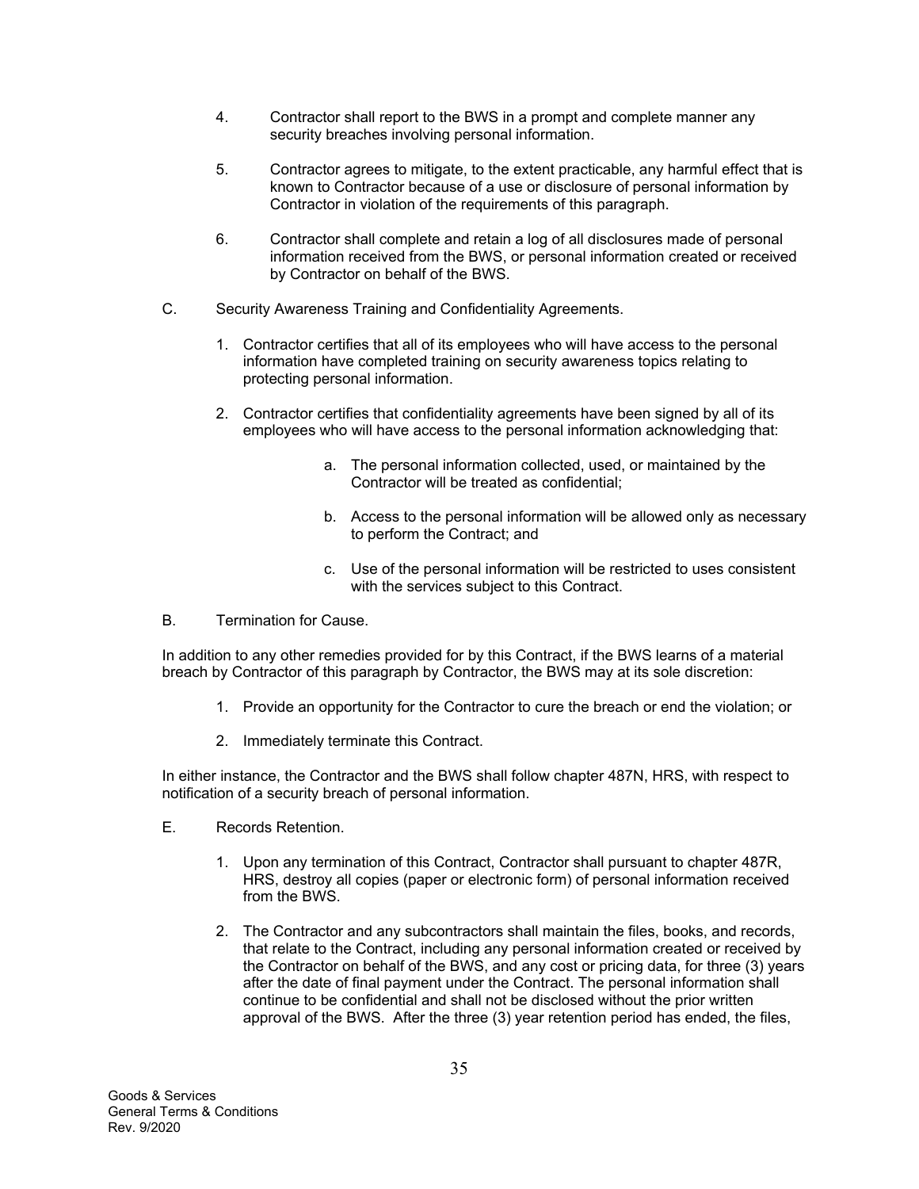4. Contractor shall report to the BWS in a prompt and complete manner any security breaches involving personal information.

5. Contractor agrees to mitigate, to the extent practicable, any harmful effect that is known to Contractor because of a use or disclosure of personal information by Contractor in violation of the requirements of this paragraph.

6. Contractor shall complete and retain a log of all disclosures made of personal information received from the BWS, or personal information created or received by Contractor on behalf of the BWS.

C. Security Awareness Training and Confidentiality Agreements.

1. Contractor certifies that all of its employees who will have access to the personal information have completed training on security awareness topics relating to protecting personal information.

2. Contractor certifies that confidentiality agreements have been signed by all of its employees who will have access to the personal information acknowledging that:

   a. The personal information collected, used, or maintained by the Contractor will be treated as confidential;

   b. Access to the personal information will be allowed only as necessary to perform the Contract; and

   c. Use of the personal information will be restricted to uses consistent with the services subject to this Contract.

B. Termination for Cause.

In addition to any other remedies provided for by this Contract, if the BWS learns of a material breach by Contractor of this paragraph by Contractor, the BWS may at its sole discretion:

1. Provide an opportunity for the Contractor to cure the breach or end the violation; or

2. Immediately terminate this Contract.

In either instance, the Contractor and the BWS shall follow chapter 487N, HRS, with respect to notification of a security breach of personal information.

E. Records Retention.

1. Upon any termination of this Contract, Contractor shall pursuant to chapter 487R, HRS, destroy all copies (paper or electronic form) of personal information received from the BWS.

2. The Contractor and any subcontractors shall maintain the files, books, and records, that relate to the Contract, including any personal information created or received by the Contractor on behalf of the BWS, and any cost or pricing data, for three (3) years after the date of final payment under the Contract. The personal information shall continue to be confidential and shall not be disclosed without the prior written approval of the BWS. After the three (3) year retention period has ended, the files,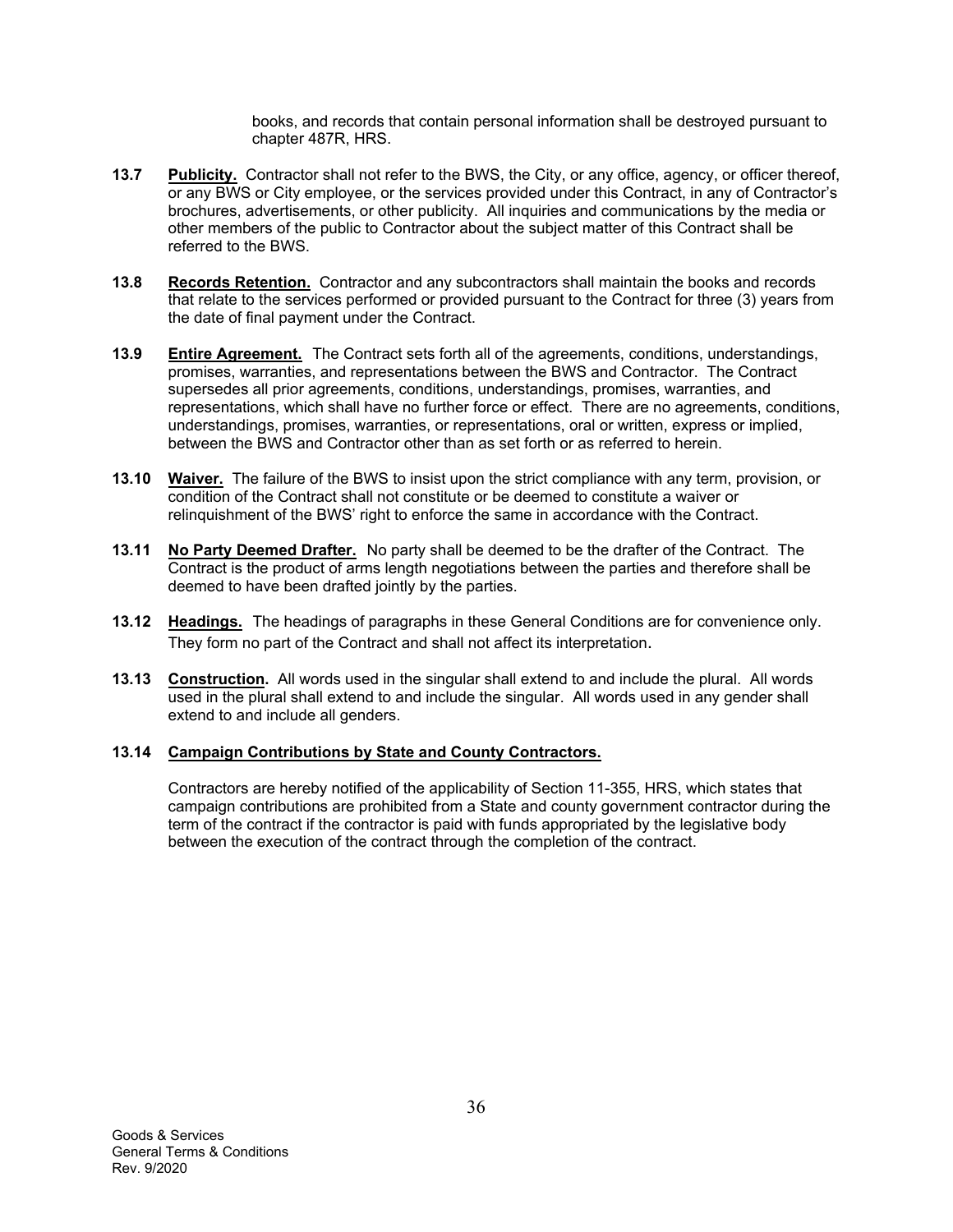books, and records that contain personal information shall be destroyed pursuant to chapter 487R, HRS.

**13.7** **Publicity.** Contractor shall not refer to the BWS, the City, or any office, agency, or officer thereof, or any BWS or City employee, or the services provided under this Contract, in any of Contractor's brochures, advertisements, or other publicity. All inquiries and communications by the media or other members of the public to Contractor about the subject matter of this Contract shall be referred to the BWS.

**13.8** **Records Retention.** Contractor and any subcontractors shall maintain the books and records that relate to the services performed or provided pursuant to the Contract for three (3) years from the date of final payment under the Contract.

**13.9** **Entire Agreement.** The Contract sets forth all of the agreements, conditions, understandings, promises, warranties, and representations between the BWS and Contractor. The Contract supersedes all prior agreements, conditions, understandings, promises, warranties, and representations, which shall have no further force or effect. There are no agreements, conditions, understandings, promises, warranties, or representations, oral or written, express or implied, between the BWS and Contractor other than as set forth or as referred to herein.

**13.10** **Waiver.** The failure of the BWS to insist upon the strict compliance with any term, provision, or condition of the Contract shall not constitute or be deemed to constitute a waiver or relinquishment of the BWS' right to enforce the same in accordance with the Contract.

**13.11** **No Party Deemed Drafter.** No party shall be deemed to be the drafter of the Contract. The Contract is the product of arms length negotiations between the parties and therefore shall be deemed to have been drafted jointly by the parties.

**13.12** **Headings.** The headings of paragraphs in these General Conditions are for convenience only. They form no part of the Contract and shall not affect its interpretation.

**13.13** **Construction.** All words used in the singular shall extend to and include the plural. All words used in the plural shall extend to and include the singular. All words used in any gender shall extend to and include all genders.

**13.14** **Campaign Contributions by State and County Contractors.**

Contractors are hereby notified of the applicability of Section 11-355, HRS, which states that campaign contributions are prohibited from a State and county government contractor during the term of the contract if the contractor is paid with funds appropriated by the legislative body between the execution of the contract through the completion of the contract.

Goods & Services
General Terms & Conditions
Rev. 9/2020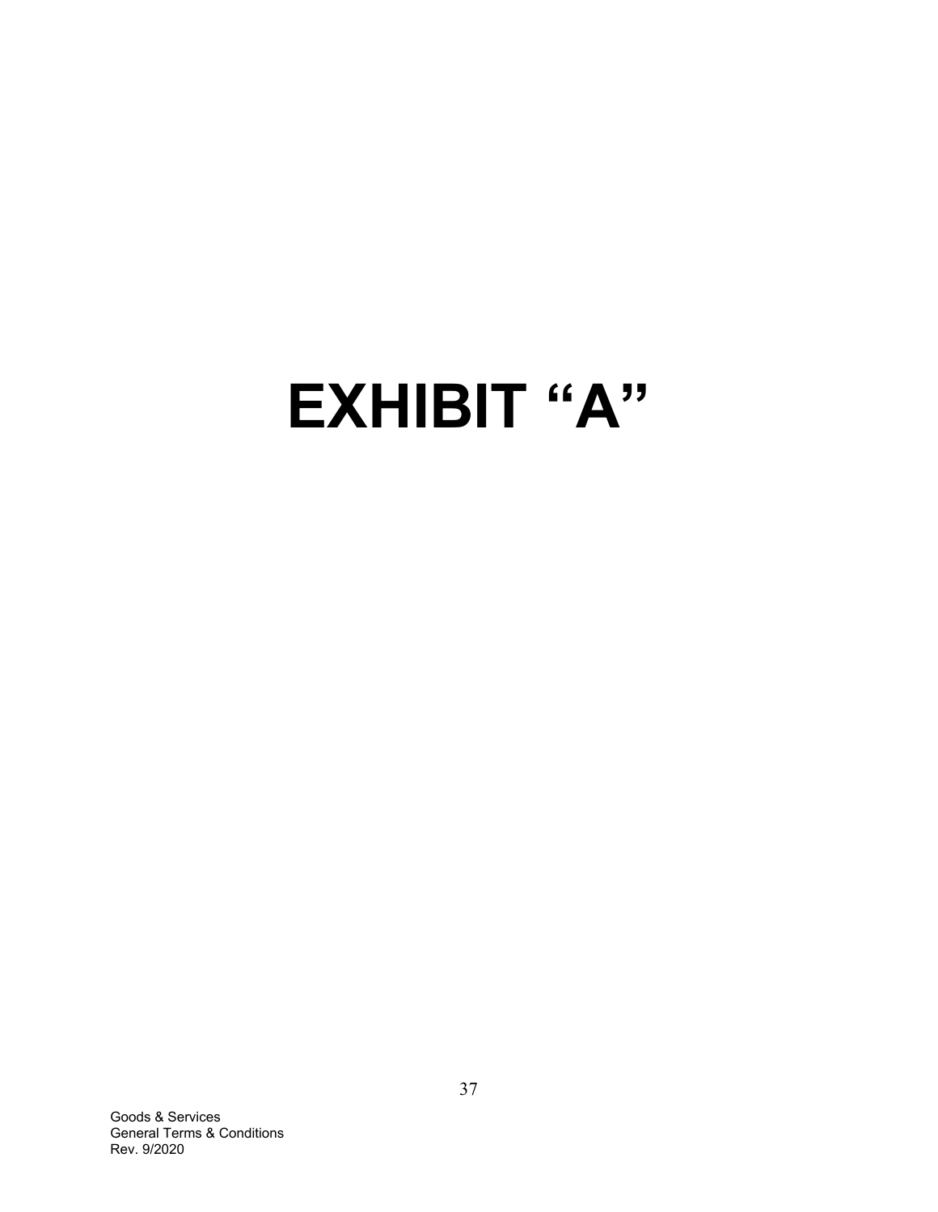# EXHIBIT "A"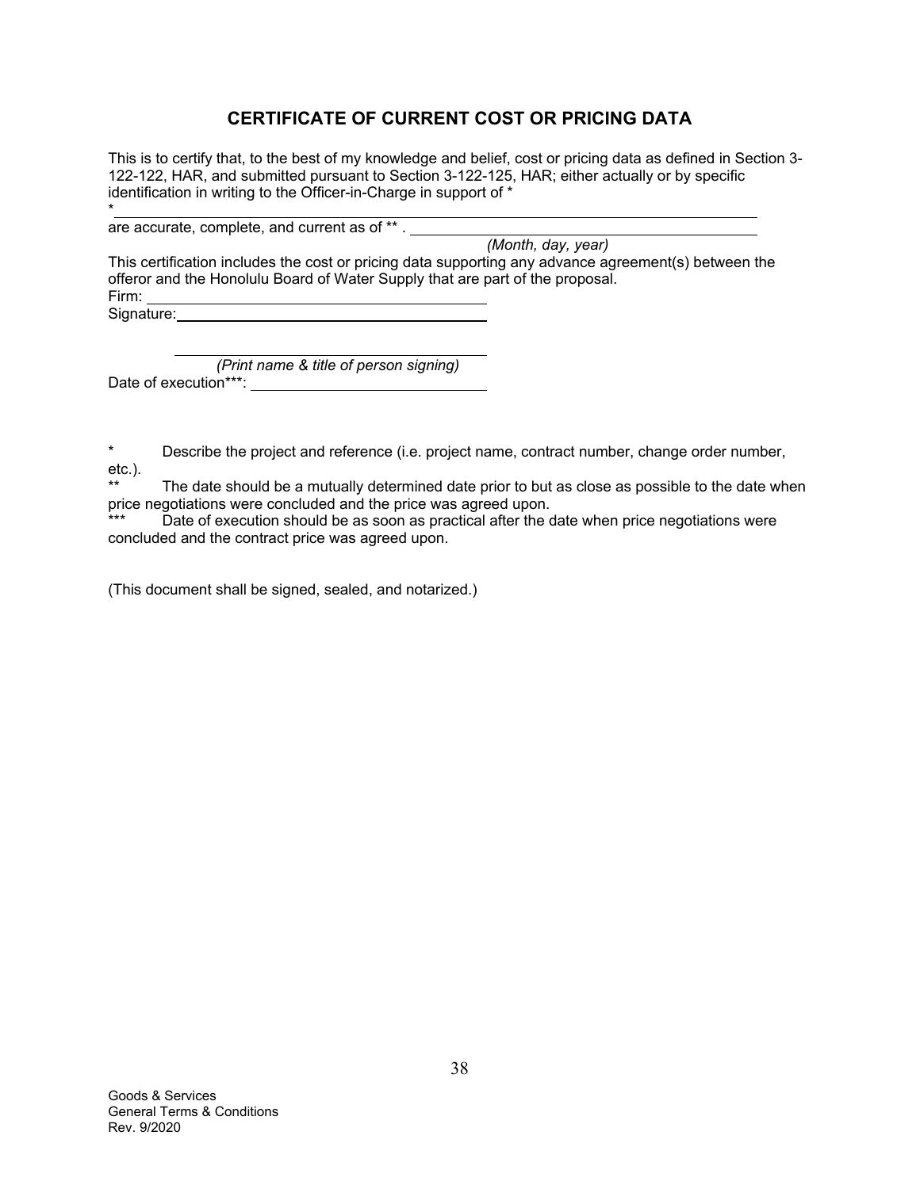## CERTIFICATE OF CURRENT COST OR PRICING DATA

This is to certify that, to the best of my knowledge and belief, cost or pricing data as defined in Section 3-122-122, HAR, and submitted pursuant to Section 3-122-125, HAR; either actually or by specific identification in writing to the Officer-in-Charge in support of *

*______________________________________________________________

are accurate, complete, and current as of ** . ______________________________
*(Month, day, year)*

This certification includes the cost or pricing data supporting any advance agreement(s) between the offeror and the Honolulu Board of Water Supply that are part of the proposal.

Firm: ______________________________

Signature: ______________________________

______________________________
*(Print name & title of person signing)*

Date of execution***: ______________________________

* Describe the project and reference (i.e. project name, contract number, change order number, etc.).

** The date should be a mutually determined date prior to but as close as possible to the date when price negotiations were concluded and the price was agreed upon.

*** Date of execution should be as soon as practical after the date when price negotiations were concluded and the contract price was agreed upon.

(This document shall be signed, sealed, and notarized.)

Goods & Services
General Terms & Conditions
Rev. 9/2020